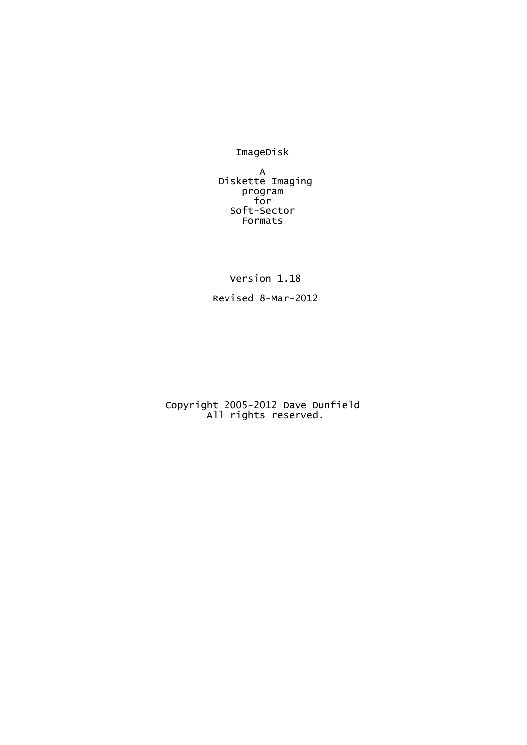# ImageDisk

A
Diskette Imaging
program
for
Soft-Sector
Formats

Version 1.18

Revised 8-Mar-2012

Copyright 2005-2012 Dave Dunfield
All rights reserved.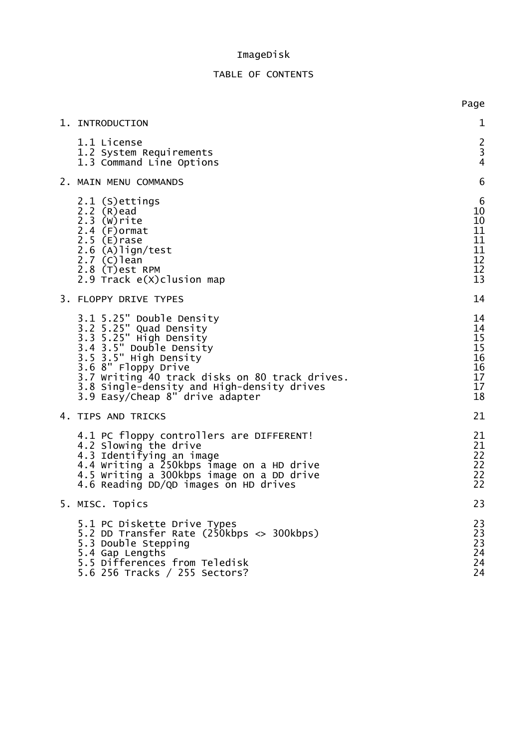# ImageDisk

## TABLE OF CONTENTS

| | Page |
|---|---|
| 1. INTRODUCTION | 1 |
| 1.1 License | 2 |
| 1.2 System Requirements | 3 |
| 1.3 Command Line Options | 4 |
| 2. MAIN MENU COMMANDS | 6 |
| 2.1 (S)ettings | 6 |
| 2.2 (R)ead | 10 |
| 2.3 (W)rite | 10 |
| 2.4 (F)ormat | 11 |
| 2.5 (E)rase | 11 |
| 2.6 (A)lign/test | 11 |
| 2.7 (C)lean | 12 |
| 2.8 (T)est RPM | 12 |
| 2.9 Track e(X)clusion map | 13 |
| 3. FLOPPY DRIVE TYPES | 14 |
| 3.1 5.25" Double Density | 14 |
| 3.2 5.25" Quad Density | 14 |
| 3.3 5.25" High Density | 15 |
| 3.4 3.5" Double Density | 15 |
| 3.5 3.5" High Density | 16 |
| 3.6 8" Floppy Drive | 16 |
| 3.7 Writing 40 track disks on 80 track drives. | 17 |
| 3.8 Single-density and High-density drives | 17 |
| 3.9 Easy/Cheap 8" drive adapter | 18 |
| 4. TIPS AND TRICKS | 21 |
| 4.1 PC floppy controllers are DIFFERENT! | 21 |
| 4.2 Slowing the drive | 21 |
| 4.3 Identifying an image | 22 |
| 4.4 Writing a 250kbps image on a HD drive | 22 |
| 4.5 Writing a 300kbps image on a DD drive | 22 |
| 4.6 Reading DD/QD images on HD drives | 22 |
| 5. MISC. Topics | 23 |
| 5.1 PC Diskette Drive Types | 23 |
| 5.2 DD Transfer Rate (250kbps <> 300kbps) | 23 |
| 5.3 Double Stepping | 23 |
| 5.4 Gap Lengths | 24 |
| 5.5 Differences from Teledisk | 24 |
| 5.6 256 Tracks / 255 Sectors? | 24 |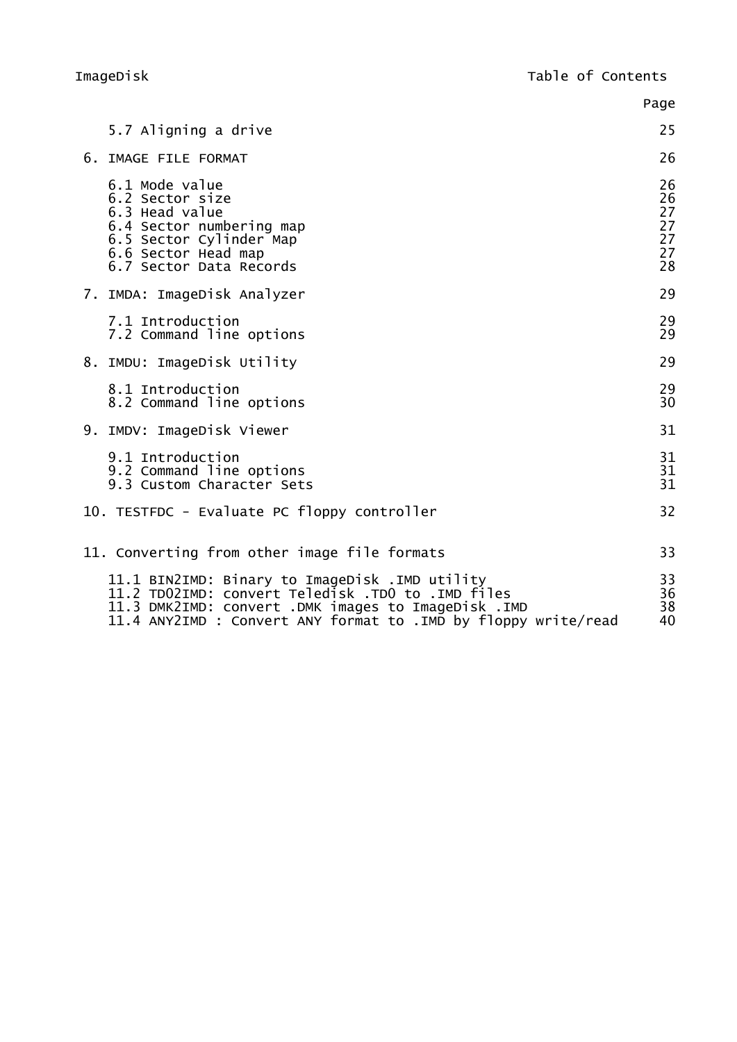| | Page |
|---|---|
| 5.7 Aligning a drive | 25 |
| 6. IMAGE FILE FORMAT | 26 |
| 6.1 Mode value | 26 |
| 6.2 Sector size | 26 |
| 6.3 Head value | 27 |
| 6.4 Sector numbering map | 27 |
| 6.5 Sector Cylinder Map | 27 |
| 6.6 Sector Head map | 27 |
| 6.7 Sector Data Records | 28 |
| 7. IMDA: ImageDisk Analyzer | 29 |
| 7.1 Introduction | 29 |
| 7.2 Command line options | 29 |
| 8. IMDU: ImageDisk Utility | 29 |
| 8.1 Introduction | 29 |
| 8.2 Command line options | 30 |
| 9. IMDV: ImageDisk Viewer | 31 |
| 9.1 Introduction | 31 |
| 9.2 Command line options | 31 |
| 9.3 Custom Character Sets | 31 |
| 10. TESTFDC - Evaluate PC floppy controller | 32 |
| 11. Converting from other image file formats | 33 |
| 11.1 BIN2IMD: Binary to ImageDisk .IMD utility | 33 |
| 11.2 TD02IMD: convert Teledisk .TD0 to .IMD files | 36 |
| 11.3 DMK2IMD: convert .DMK images to ImageDisk .IMD | 38 |
| 11.4 ANY2IMD : Convert ANY format to .IMD by floppy write/read | 40 |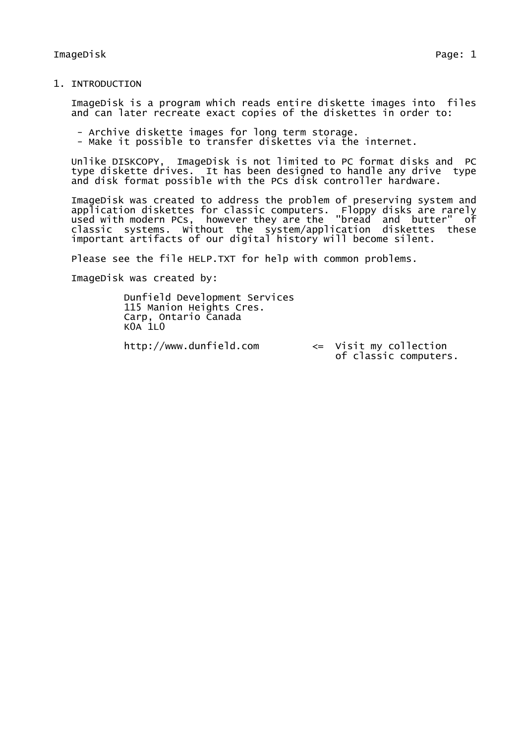# 1. INTRODUCTION

ImageDisk is a program which reads entire diskette images into files and can later recreate exact copies of the diskettes in order to:

- Archive diskette images for long term storage.
- Make it possible to transfer diskettes via the internet.

Unlike DISKCOPY, ImageDisk is not limited to PC format disks and PC type diskette drives. It has been designed to handle any drive type and disk format possible with the PCs disk controller hardware.

ImageDisk was created to address the problem of preserving system and application diskettes for classic computers. Floppy disks are rarely used with modern PCs, however they are the "bread and butter" of classic systems. Without the system/application diskettes these important artifacts of our digital history will become silent.

Please see the file HELP.TXT for help with common problems.

ImageDisk was created by:

Dunfield Development Services
115 Manion Heights Cres.
Carp, Ontario Canada
K0A 1L0

http://www.dunfield.com <= Visit my collection of classic computers.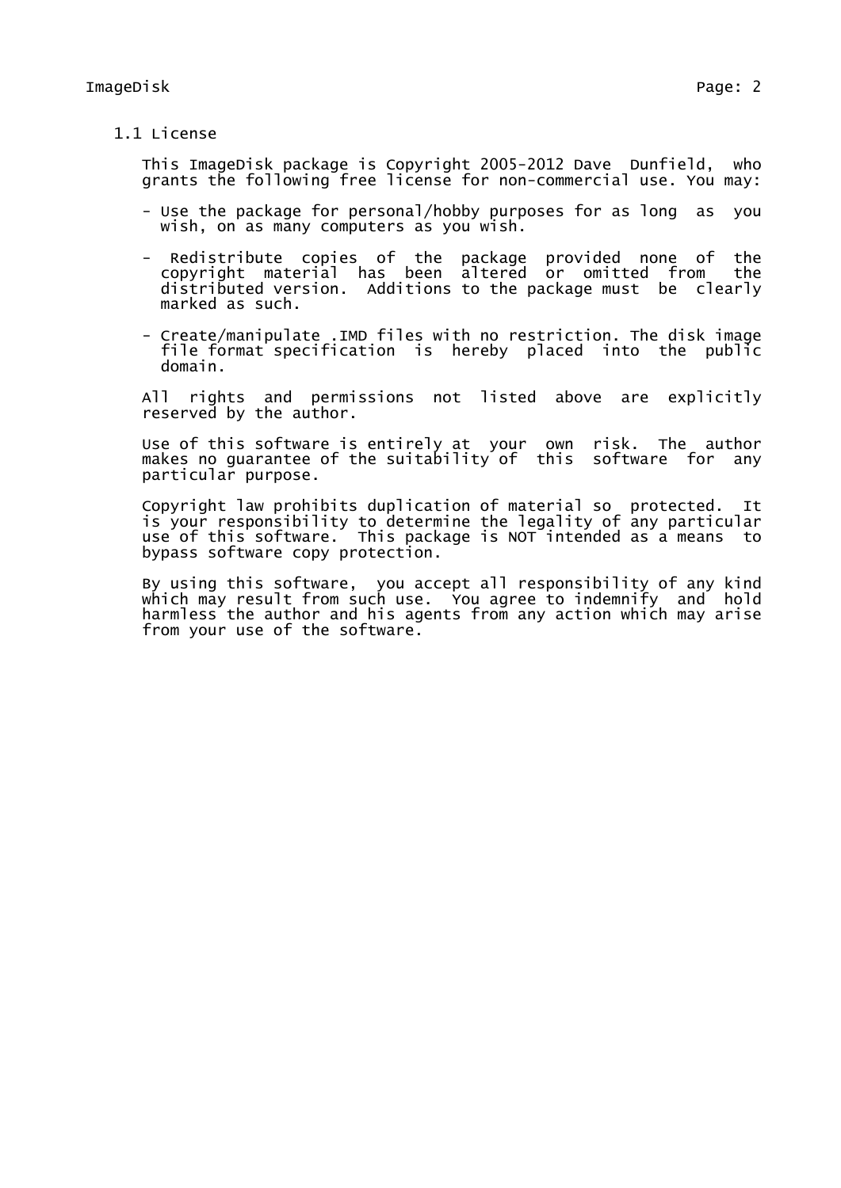## 1.1 License

This ImageDisk package is Copyright 2005-2012 Dave Dunfield, who grants the following free license for non-commercial use. You may:

- Use the package for personal/hobby purposes for as long as you wish, on as many computers as you wish.

- Redistribute copies of the package provided none of the copyright material has been altered or omitted from the distributed version. Additions to the package must be clearly marked as such.

- Create/manipulate .IMD files with no restriction. The disk image file format specification is hereby placed into the public domain.

All rights and permissions not listed above are explicitly reserved by the author.

Use of this software is entirely at your own risk. The author makes no guarantee of the suitability of this software for any particular purpose.

Copyright law prohibits duplication of material so protected. It is your responsibility to determine the legality of any particular use of this software. This package is NOT intended as a means to bypass software copy protection.

By using this software, you accept all responsibility of any kind which may result from such use. You agree to indemnify and hold harmless the author and his agents from any action which may arise from your use of the software.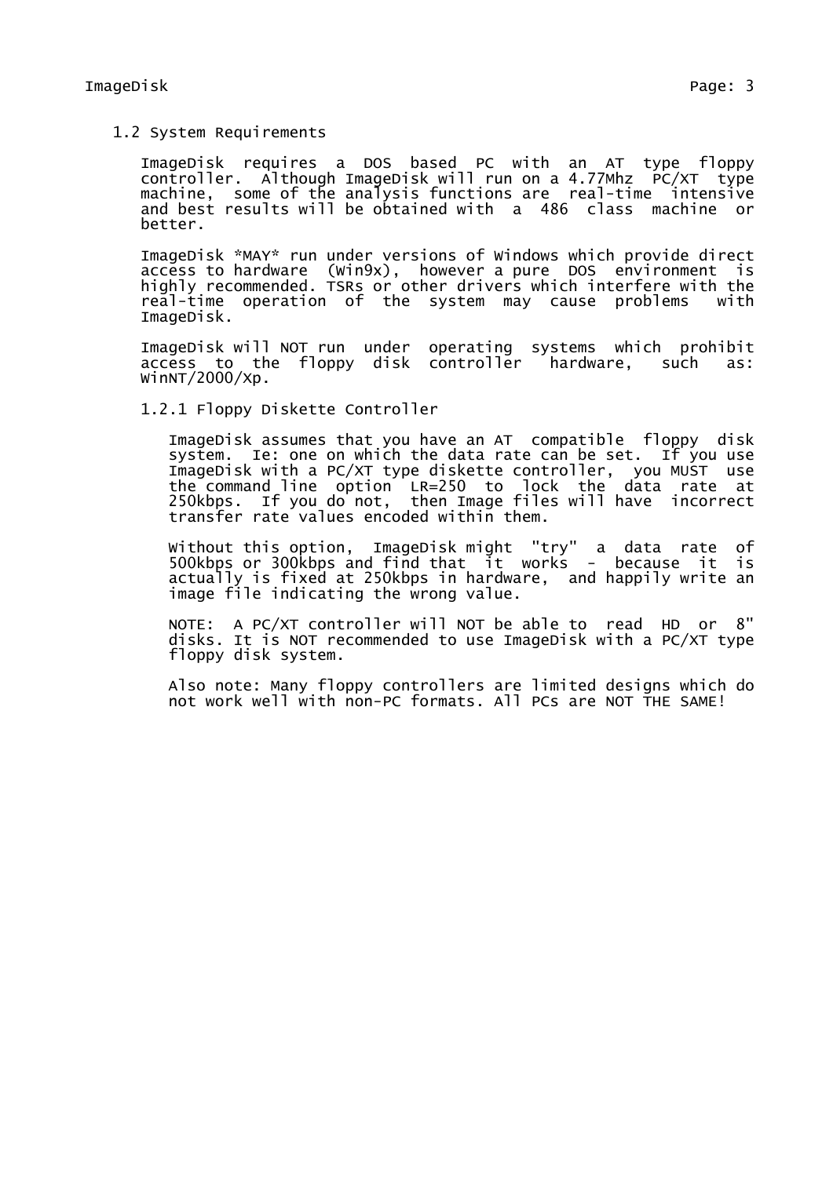## 1.2 System Requirements

ImageDisk requires a DOS based PC with an AT type floppy controller. Although ImageDisk will run on a 4.77Mhz PC/XT type machine, some of the analysis functions are real-time intensive and best results will be obtained with a 486 class machine or better.

ImageDisk *MAY* run under versions of Windows which provide direct access to hardware (Win9x), however a pure DOS environment is highly recommended. TSRs or other drivers which interfere with the real-time operation of the system may cause problems with ImageDisk.

ImageDisk will NOT run under operating systems which prohibit access to the floppy disk controller hardware, such as: WinNT/2000/Xp.

### 1.2.1 Floppy Diskette Controller

ImageDisk assumes that you have an AT compatible floppy disk system. Ie: one on which the data rate can be set. If you use ImageDisk with a PC/XT type diskette controller, you MUST use the command line option LR=250 to lock the data rate at 250kbps. If you do not, then Image files will have incorrect transfer rate values encoded within them.

Without this option, ImageDisk might "try" a data rate of 500kbps or 300kbps and find that it works - because it is actually is fixed at 250kbps in hardware, and happily write an image file indicating the wrong value.

NOTE: A PC/XT controller will NOT be able to read HD or 8" disks. It is NOT recommended to use ImageDisk with a PC/XT type floppy disk system.

Also note: Many floppy controllers are limited designs which do not work well with non-PC formats. All PCs are NOT THE SAME!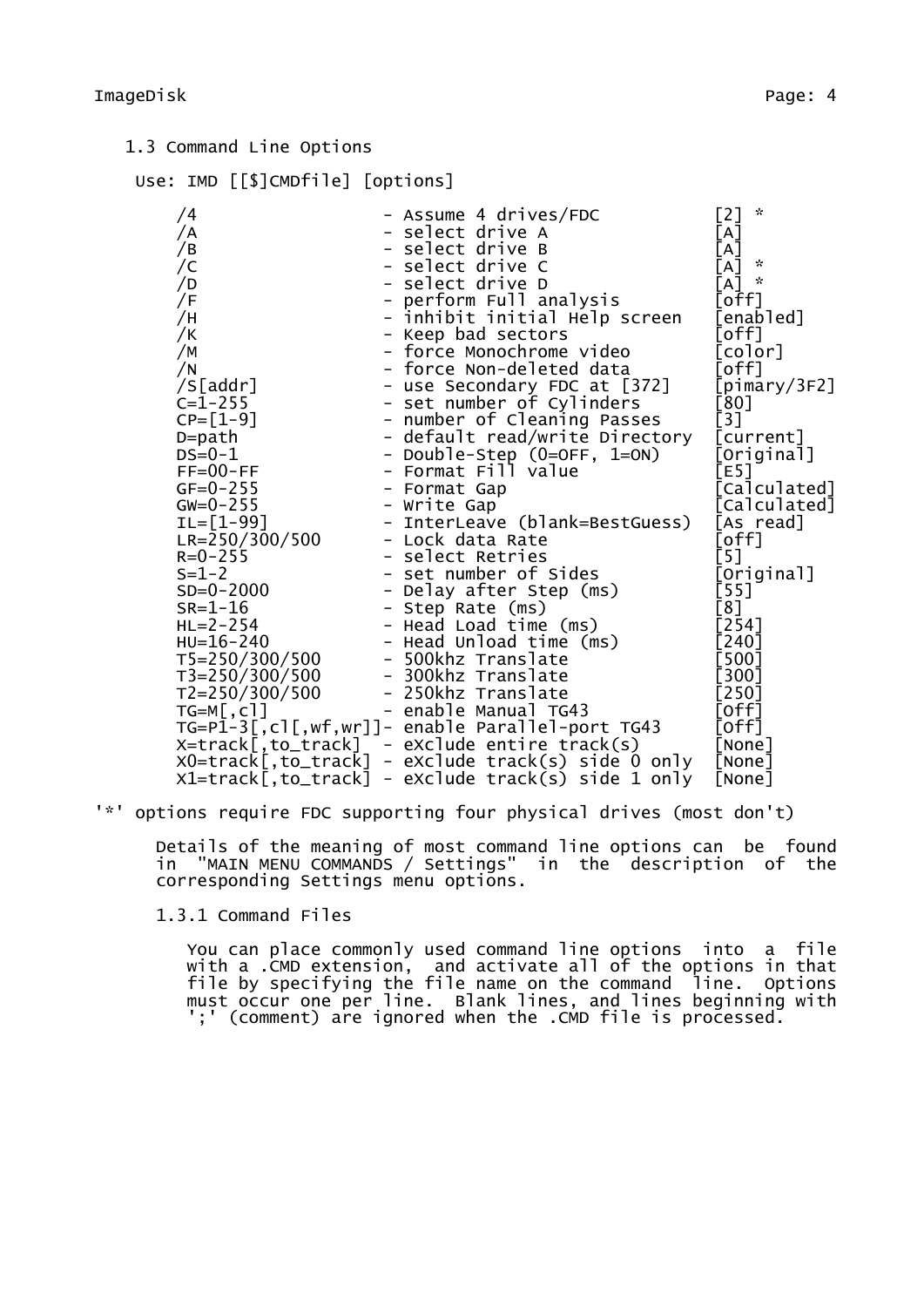### 1.3 Command Line Options

Use: IMD [[$]CMDfile] [options]

```
/4                    - Assume 4 drives/FDC           [2] *
/A                    - select drive A                [A]
/B                    - select drive B                [A]
/C                    - select drive C                [A] *
/D                    - select drive D                [A] *
/F                    - perform Full analysis         [off]
/H                    - inhibit initial Help screen   [enabled]
/K                    - Keep bad sectors              [off]
/M                    - force Monochrome video        [color]
/N                    - force Non-deleted data        [off]
/S[addr]              - use Secondary FDC at [372]    [pimary/3F2]
C=1-255               - set number of Cylinders       [80]
CP=[1-9]              - number of Cleaning Passes     [3]
D=path                - default read/write Directory  [current]
DS=0-1                - Double-Step (0=OFF, 1=ON)     [Original]
FF=00-FF              - Format Fill value             [E5]
GF=0-255              - Format Gap                    [Calculated]
GW=0-255              - Write Gap                     [Calculated]
IL=[1-99]             - InterLeave (blank=BestGuess)  [As read]
LR=250/300/500        - Lock data Rate                [off]
R=0-255               - select Retries                [5]
S=1-2                 - set number of Sides           [Original]
SD=0-2000             - Delay after Step (ms)         [55]
SR=1-16               - Step Rate (ms)                [8]
HL=2-254              - Head Load time (ms)           [254]
HU=16-240             - Head Unload time (ms)         [240]
T5=250/300/500        - 500khz Translate              [500]
T3=250/300/500        - 300khz Translate              [300]
T2=250/300/500        - 250khz Translate              [250]
TG=M[,cl]             - enable Manual TG43            [off]
TG=P1-3[,cl[,wf,wr]]- enable Parallel-port TG43       [off]
X=track[,to_track]  - eXclude entire track(s)         [None]
X0=track[,to_track] - eXclude track(s) side 0 only    [None]
X1=track[,to_track] - eXclude track(s) side 1 only    [None]
```

'*' options require FDC supporting four physical drives (most don't)

Details of the meaning of most command line options can be found in "MAIN MENU COMMANDS / Settings" in the description of the corresponding Settings menu options.

#### 1.3.1 Command Files

You can place commonly used command line options into a file with a .CMD extension, and activate all of the options in that file by specifying the file name on the command line. Options must occur one per line. Blank lines, and lines beginning with ';' (comment) are ignored when the .CMD file is processed.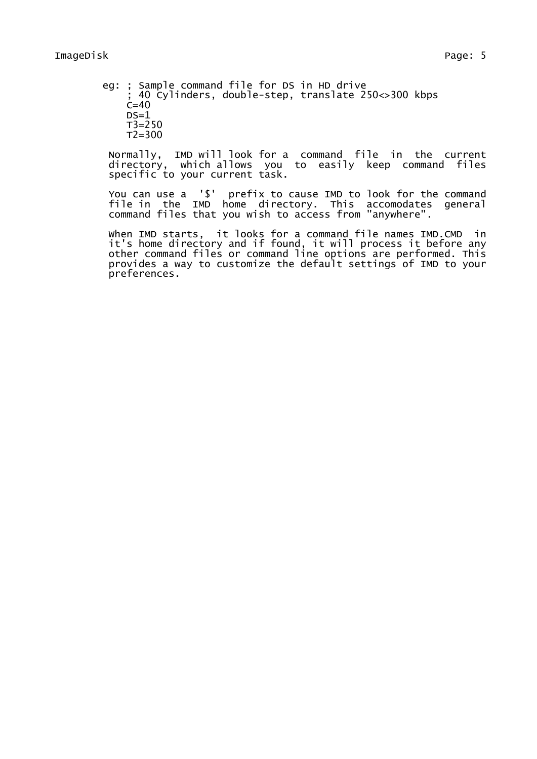eg:
```
; Sample command file for DS in HD drive
; 40 Cylinders, double-step, translate 250<>300 kbps
C=40
DS=1
T3=250
T2=300
```

Normally, IMD will look for a command file in the current directory, which allows you to easily keep command files specific to your current task.

You can use a '$' prefix to cause IMD to look for the command file in the IMD home directory. This accomodates general command files that you wish to access from "anywhere".

When IMD starts, it looks for a command file names IMD.CMD in it's home directory and if found, it will process it before any other command files or command line options are performed. This provides a way to customize the default settings of IMD to your preferences.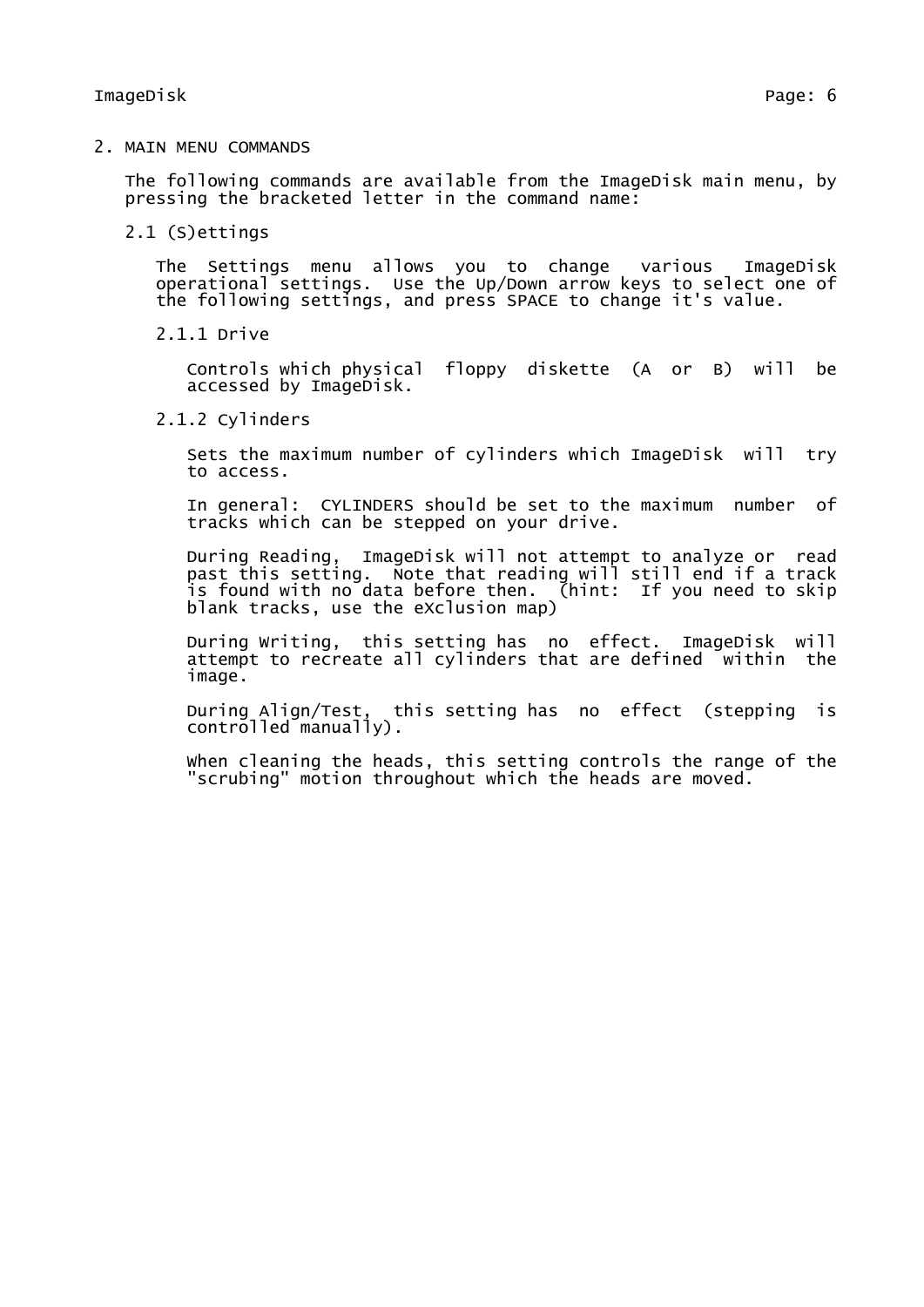# 2. MAIN MENU COMMANDS

The following commands are available from the ImageDisk main menu, by pressing the bracketed letter in the command name:

## 2.1 (S)ettings

The Settings menu allows you to change various ImageDisk operational settings. Use the Up/Down arrow keys to select one of the following settings, and press SPACE to change it's value.

### 2.1.1 Drive

Controls which physical floppy diskette (A or B) will be accessed by ImageDisk.

### 2.1.2 Cylinders

Sets the maximum number of cylinders which ImageDisk will try to access.

In general: CYLINDERS should be set to the maximum number of tracks which can be stepped on your drive.

During Reading, ImageDisk will not attempt to analyze or read past this setting. Note that reading will still end if a track is found with no data before then. (hint: If you need to skip blank tracks, use the eXclusion map)

During Writing, this setting has no effect. ImageDisk will attempt to recreate all cylinders that are defined within the image.

During Align/Test, this setting has no effect (stepping is controlled manually).

When cleaning the heads, this setting controls the range of the "scrubing" motion throughout which the heads are moved.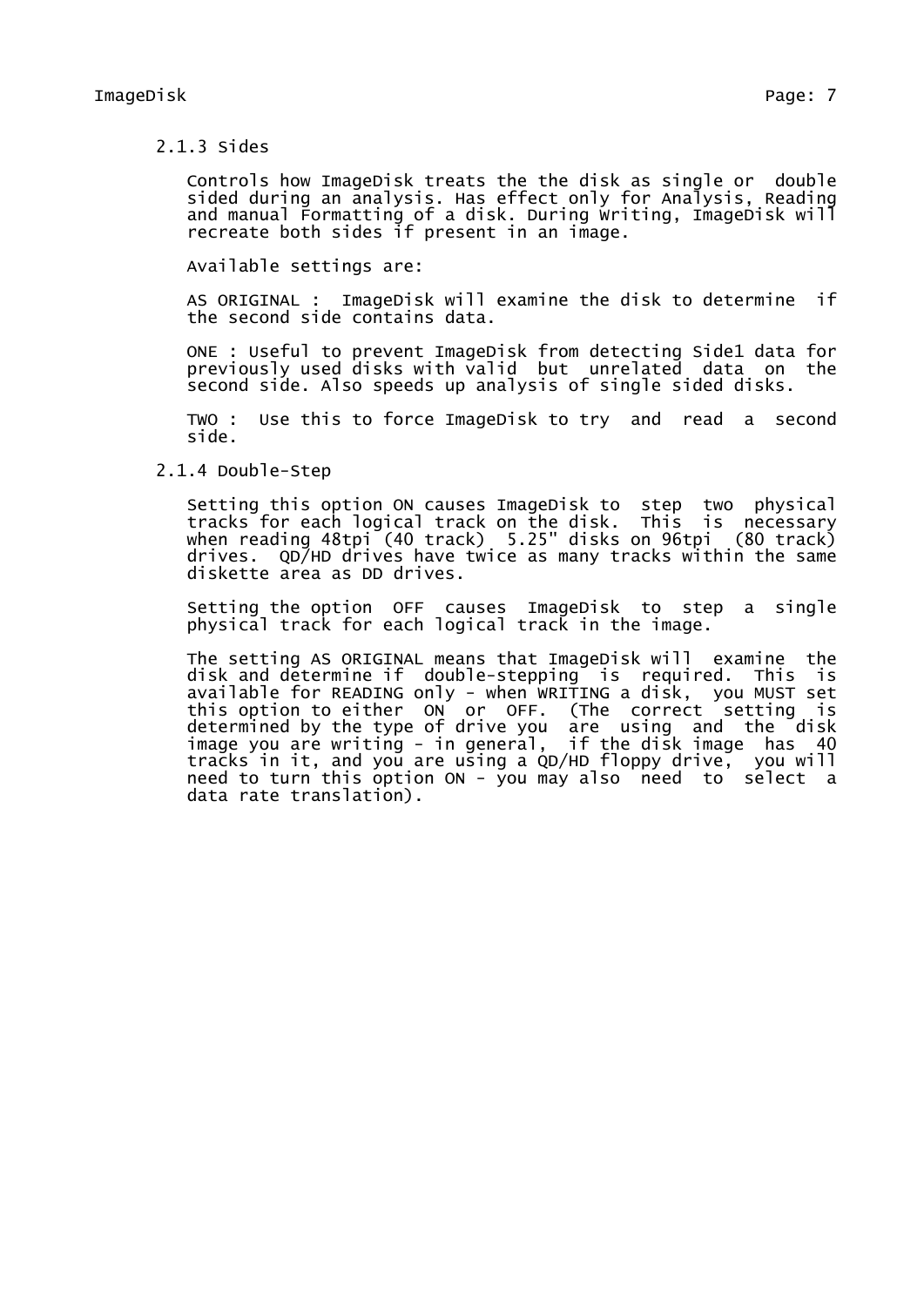### 2.1.3 Sides

Controls how ImageDisk treats the the disk as single or double sided during an analysis. Has effect only for Analysis, Reading and manual Formatting of a disk. During Writing, ImageDisk will recreate both sides if present in an image.

Available settings are:

AS ORIGINAL : ImageDisk will examine the disk to determine if the second side contains data.

ONE : Useful to prevent ImageDisk from detecting Side1 data for previously used disks with valid but unrelated data on the second side. Also speeds up analysis of single sided disks.

TWO : Use this to force ImageDisk to try and read a second side.

### 2.1.4 Double-Step

Setting this option ON causes ImageDisk to step two physical tracks for each logical track on the disk. This is necessary when reading 48tpi (40 track) 5.25" disks on 96tpi (80 track) drives. QD/HD drives have twice as many tracks within the same diskette area as DD drives.

Setting the option OFF causes ImageDisk to step a single physical track for each logical track in the image.

The setting AS ORIGINAL means that ImageDisk will examine the disk and determine if double-stepping is required. This is available for READING only - when WRITING a disk, you MUST set this option to either ON or OFF. (The correct setting is determined by the type of drive you are using and the disk image you are writing - in general, if the disk image has 40 tracks in it, and you are using a QD/HD floppy drive, you will need to turn this option ON - you may also need to select a data rate translation).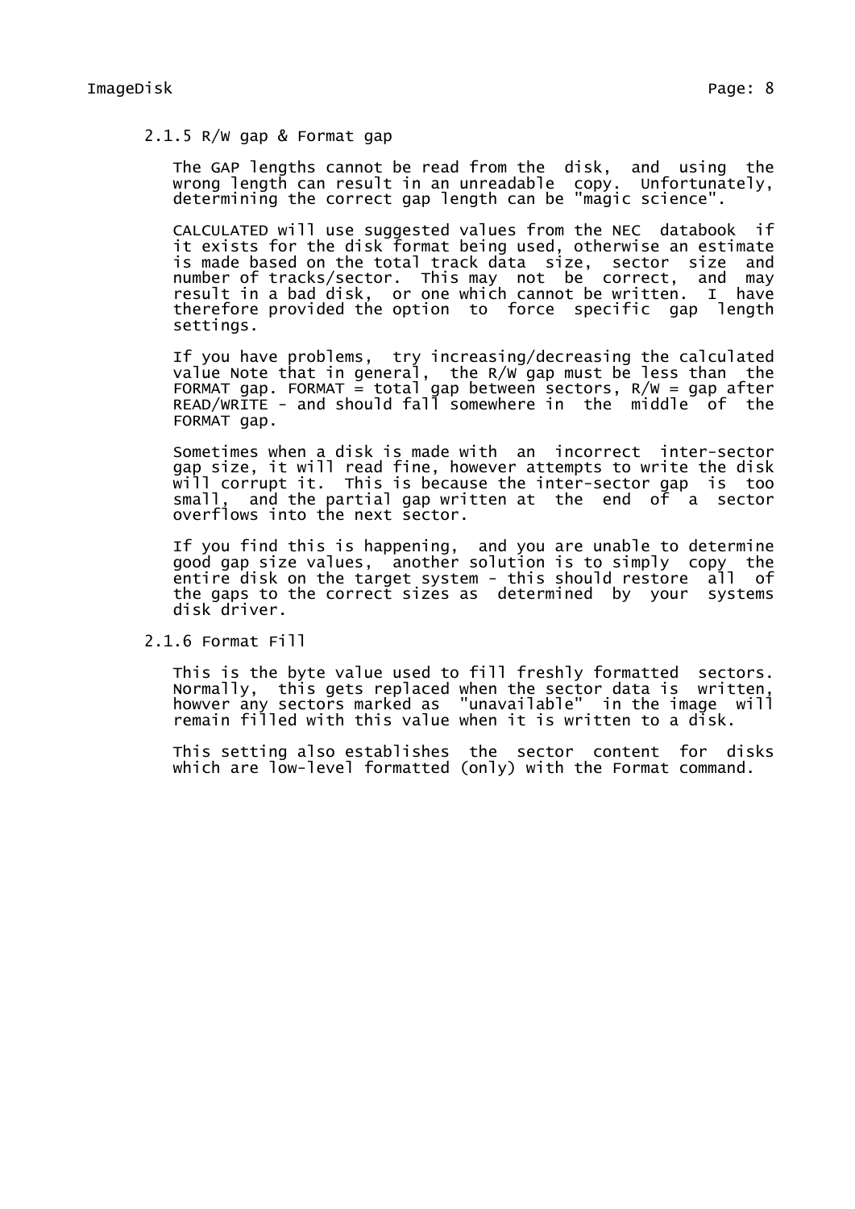### 2.1.5 R/W gap & Format gap

The GAP lengths cannot be read from the disk, and using the wrong length can result in an unreadable copy. Unfortunately, determining the correct gap length can be "magic science".

CALCULATED will use suggested values from the NEC databook if it exists for the disk format being used, otherwise an estimate is made based on the total track data size, sector size and number of tracks/sector. This may not be correct, and may result in a bad disk, or one which cannot be written. I have therefore provided the option to force specific gap length settings.

If you have problems, try increasing/decreasing the calculated value Note that in general, the R/W gap must be less than the FORMAT gap. FORMAT = total gap between sectors, R/W = gap after READ/WRITE - and should fall somewhere in the middle of the FORMAT gap.

Sometimes when a disk is made with an incorrect inter-sector gap size, it will read fine, however attempts to write the disk will corrupt it. This is because the inter-sector gap is too small, and the partial gap written at the end of a sector overflows into the next sector.

If you find this is happening, and you are unable to determine good gap size values, another solution is to simply copy the entire disk on the target system - this should restore all of the gaps to the correct sizes as determined by your systems disk driver.

### 2.1.6 Format Fill

This is the byte value used to fill freshly formatted sectors. Normally, this gets replaced when the sector data is written, howver any sectors marked as "unavailable" in the image will remain filled with this value when it is written to a disk.

This setting also establishes the sector content for disks which are low-level formatted (only) with the Format command.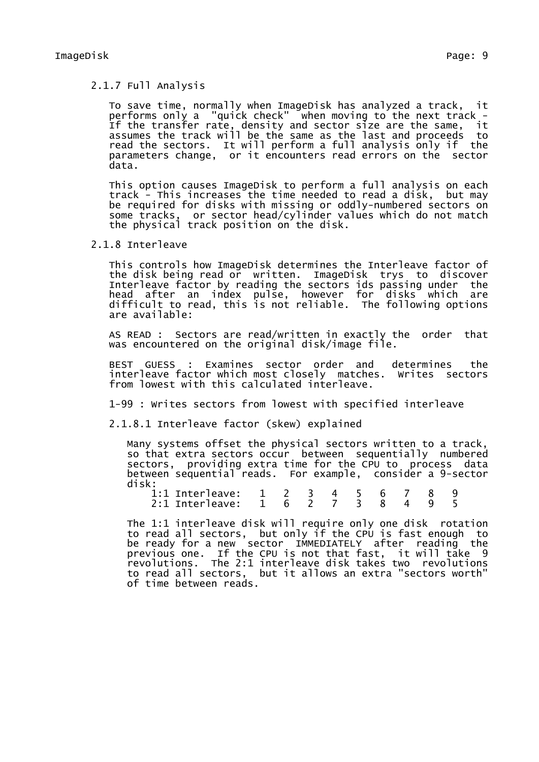### 2.1.7 Full Analysis

To save time, normally when ImageDisk has analyzed a track, it performs only a "quick check" when moving to the next track - If the transfer rate, density and sector size are the same, it assumes the track will be the same as the last and proceeds to read the sectors. It will perform a full analysis only if the parameters change, or it encounters read errors on the sector data.

This option causes ImageDisk to perform a full analysis on each track - This increases the time needed to read a disk, but may be required for disks with missing or oddly-numbered sectors on some tracks, or sector head/cylinder values which do not match the physical track position on the disk.

### 2.1.8 Interleave

This controls how ImageDisk determines the Interleave factor of the disk being read or written. ImageDisk trys to discover Interleave factor by reading the sectors ids passing under the head after an index pulse, however for disks which are difficult to read, this is not reliable. The following options are available:

AS READ : Sectors are read/written in exactly the order that was encountered on the original disk/image file.

BEST GUESS : Examines sector order and determines the interleave factor which most closely matches. Writes sectors from lowest with this calculated interleave.

1-99 : Writes sectors from lowest with specified interleave

#### 2.1.8.1 Interleave factor (skew) explained

Many systems offset the physical sectors written to a track, so that extra sectors occur between sequentially numbered sectors, providing extra time for the CPU to process data between sequential reads. For example, consider a 9-sector disk:

```
    1:1 Interleave:   1   2   3   4   5   6   7   8   9
    2:1 Interleave:   1   6   2   7   3   8   4   9   5
```

The 1:1 interleave disk will require only one disk rotation to read all sectors, but only if the CPU is fast enough to be ready for a new sector IMMEDIATELY after reading the previous one. If the CPU is not that fast, it will take 9 revolutions. The 2:1 interleave disk takes two revolutions to read all sectors, but it allows an extra "sectors worth" of time between reads.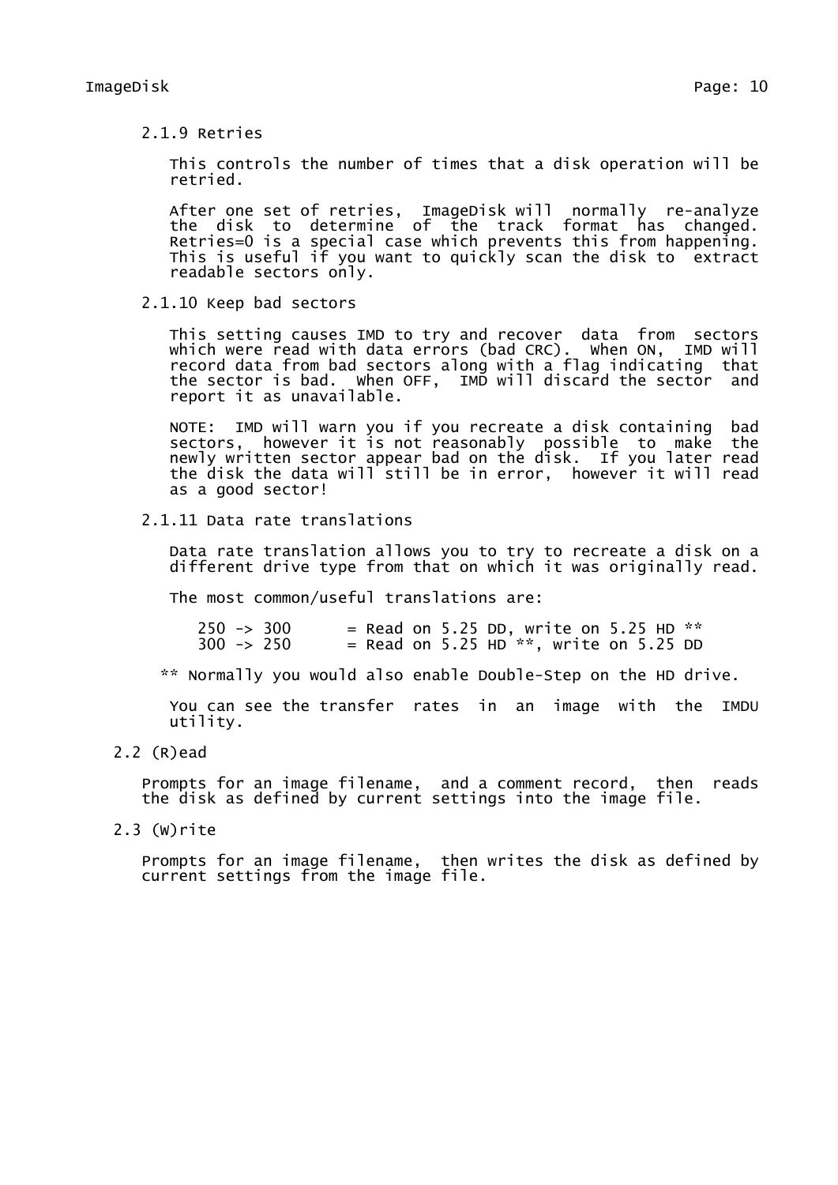#### 2.1.9 Retries

This controls the number of times that a disk operation will be retried.

After one set of retries, ImageDisk will normally re-analyze the disk to determine of the track format has changed. Retries=0 is a special case which prevents this from happening. This is useful if you want to quickly scan the disk to extract readable sectors only.

#### 2.1.10 Keep bad sectors

This setting causes IMD to try and recover data from sectors which were read with data errors (bad CRC). When ON, IMD will record data from bad sectors along with a flag indicating that the sector is bad. When OFF, IMD will discard the sector and report it as unavailable.

NOTE: IMD will warn you if you recreate a disk containing bad sectors, however it is not reasonably possible to make the newly written sector appear bad on the disk. If you later read the disk the data will still be in error, however it will read as a good sector!

#### 2.1.11 Data rate translations

Data rate translation allows you to try to recreate a disk on a different drive type from that on which it was originally read.

The most common/useful translations are:

```
250 -> 300      = Read on 5.25 DD, write on 5.25 HD **
300 -> 250      = Read on 5.25 HD **, write on 5.25 DD
```

** Normally you would also enable Double-Step on the HD drive.

You can see the transfer rates in an image with the IMDU utility.

### 2.2 (R)ead

Prompts for an image filename, and a comment record, then reads the disk as defined by current settings into the image file.

### 2.3 (W)rite

Prompts for an image filename, then writes the disk as defined by current settings from the image file.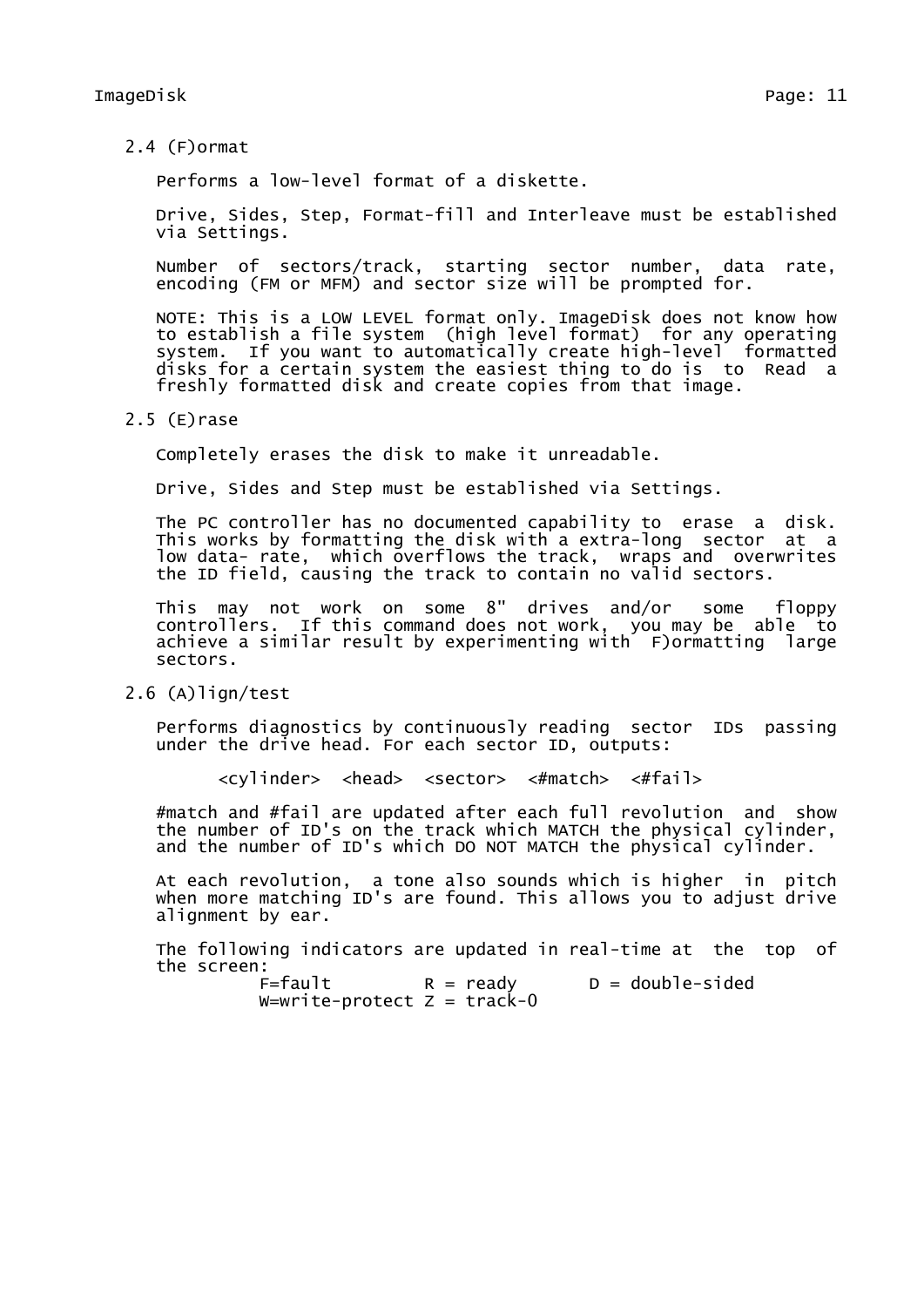## 2.4 (F)ormat

Performs a low-level format of a diskette.

Drive, Sides, Step, Format-fill and Interleave must be established via Settings.

Number of sectors/track, starting sector number, data rate, encoding (FM or MFM) and sector size will be prompted for.

NOTE: This is a LOW LEVEL format only. ImageDisk does not know how to establish a file system (high level format) for any operating system. If you want to automatically create high-level formatted disks for a certain system the easiest thing to do is to Read a freshly formatted disk and create copies from that image.

## 2.5 (E)rase

Completely erases the disk to make it unreadable.

Drive, Sides and Step must be established via Settings.

The PC controller has no documented capability to erase a disk. This works by formatting the disk with a extra-long sector at a low data- rate, which overflows the track, wraps and overwrites the ID field, causing the track to contain no valid sectors.

This may not work on some 8" drives and/or some floppy controllers. If this command does not work, you may be able to achieve a similar result by experimenting with F)ormatting large sectors.

## 2.6 (A)lign/test

Performs diagnostics by continuously reading sector IDs passing under the drive head. For each sector ID, outputs:

```
<cylinder>  <head>  <sector>  <#match>  <#fail>
```

#match and #fail are updated after each full revolution and show the number of ID's on the track which MATCH the physical cylinder, and the number of ID's which DO NOT MATCH the physical cylinder.

At each revolution, a tone also sounds which is higher in pitch when more matching ID's are found. This allows you to adjust drive alignment by ear.

The following indicators are updated in real-time at the top of the screen:

```
F=fault         R = ready       D = double-sided
W=write-protect Z = track-0
```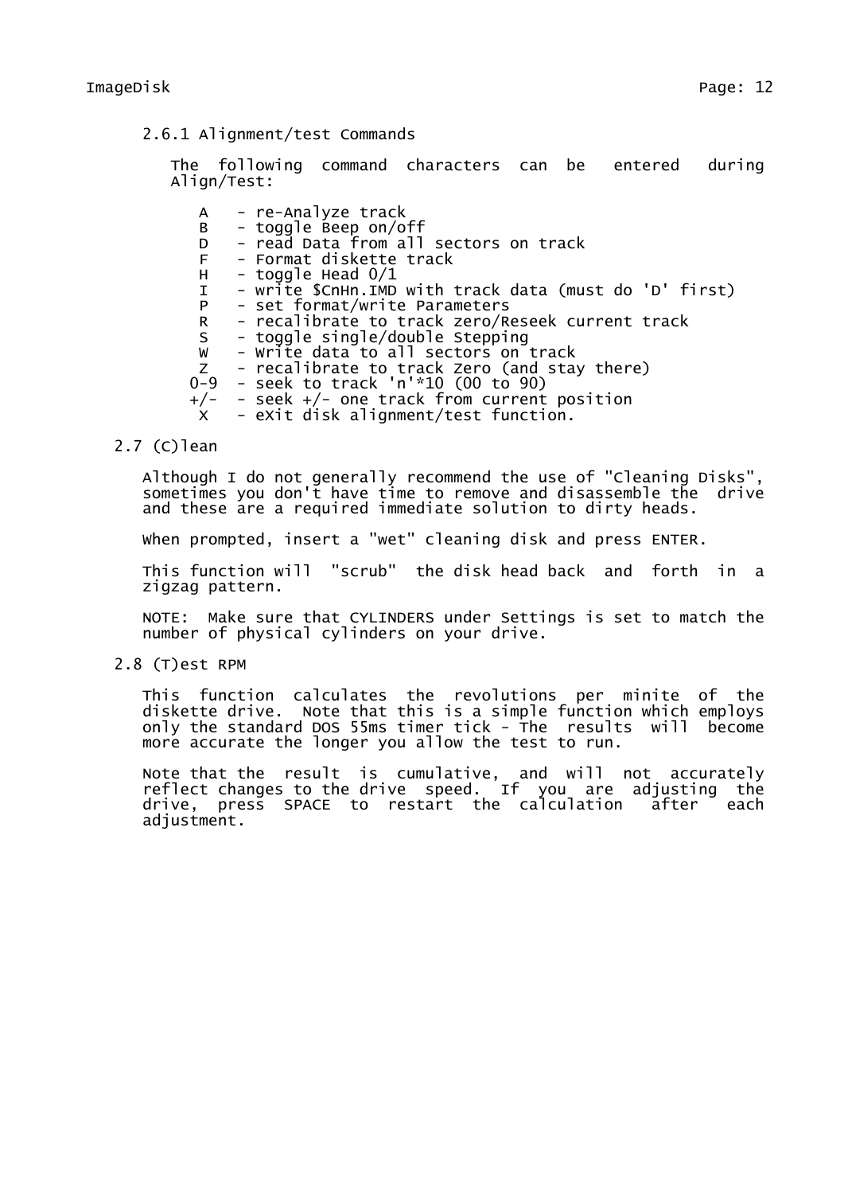### 2.6.1 Alignment/test Commands

The following command characters can be entered during Align/Test:

```
 A   - re-Analyze track
 B   - toggle Beep on/off
 D   - read Data from all sectors on track
 F   - Format diskette track
 H   - toggle Head 0/1
 I   - write $CnHn.IMD with track data (must do 'D' first)
 P   - set format/write Parameters
 R   - recalibrate to track zero/Reseek current track
 S   - toggle single/double Stepping
 W   - Write data to all sectors on track
 Z   - recalibrate to track Zero (and stay there)
0-9  - seek to track 'n'*10 (00 to 90)
+/-  - seek +/- one track from current position
 X   - eXit disk alignment/test function.
```

## 2.7 (C)lean

Although I do not generally recommend the use of "Cleaning Disks", sometimes you don't have time to remove and disassemble the drive and these are a required immediate solution to dirty heads.

When prompted, insert a "wet" cleaning disk and press ENTER.

This function will "scrub" the disk head back and forth in a zigzag pattern.

NOTE: Make sure that CYLINDERS under Settings is set to match the number of physical cylinders on your drive.

## 2.8 (T)est RPM

This function calculates the revolutions per minite of the diskette drive. Note that this is a simple function which employs only the standard DOS 55ms timer tick - The results will become more accurate the longer you allow the test to run.

Note that the result is cumulative, and will not accurately reflect changes to the drive speed. If you are adjusting the drive, press SPACE to restart the calculation after each adjustment.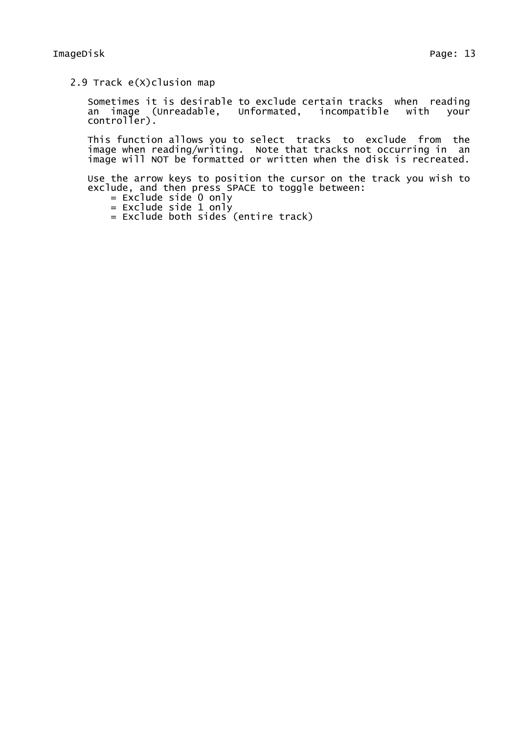## 2.9 Track e(X)clusion map

Sometimes it is desirable to exclude certain tracks when reading an image (Unreadable, Unformatted, incompatible with your controller).

This function allows you to select tracks to exclude from the image when reading/writing. Note that tracks not occurring in an image will NOT be formatted or written when the disk is recreated.

Use the arrow keys to position the cursor on the track you wish to exclude, and then press SPACE to toggle between:

- = Exclude side 0 only
- = Exclude side 1 only
- = Exclude both sides (entire track)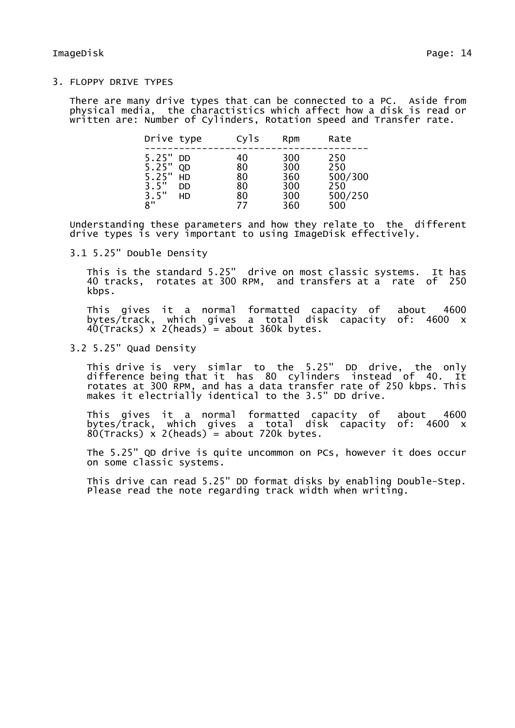# 3. FLOPPY DRIVE TYPES

There are many drive types that can be connected to a PC. Aside from physical media, the charactistics which affect how a disk is read or written are: Number of Cylinders, Rotation speed and Transfer rate.

| Drive type | Cyls | Rpm | Rate |
|---|---|---|---|
| 5.25" DD | 40 | 300 | 250 |
| 5.25" QD | 80 | 300 | 250 |
| 5.25" HD | 80 | 360 | 500/300 |
| 3.5" DD | 80 | 300 | 250 |
| 3.5" HD | 80 | 300 | 500/250 |
| 8" | 77 | 360 | 500 |

Understanding these parameters and how they relate to the different drive types is very important to using ImageDisk effectively.

## 3.1 5.25" Double Density

This is the standard 5.25" drive on most classic systems. It has 40 tracks, rotates at 300 RPM, and transfers at a rate of 250 kbps.

This gives it a normal formatted capacity of about 4600 bytes/track, which gives a total disk capacity of: 4600 x 40(Tracks) x 2(heads) = about 360k bytes.

## 3.2 5.25" Quad Density

This drive is very simlar to the 5.25" DD drive, the only difference being that it has 80 cylinders instead of 40. It rotates at 300 RPM, and has a data transfer rate of 250 kbps. This makes it electrially identical to the 3.5" DD drive.

This gives it a normal formatted capacity of about 4600 bytes/track, which gives a total disk capacity of: 4600 x 80(Tracks) x 2(heads) = about 720k bytes.

The 5.25" QD drive is quite uncommon on PCs, however it does occur on some classic systems.

This drive can read 5.25" DD format disks by enabling Double-Step. Please read the note regarding track width when writing.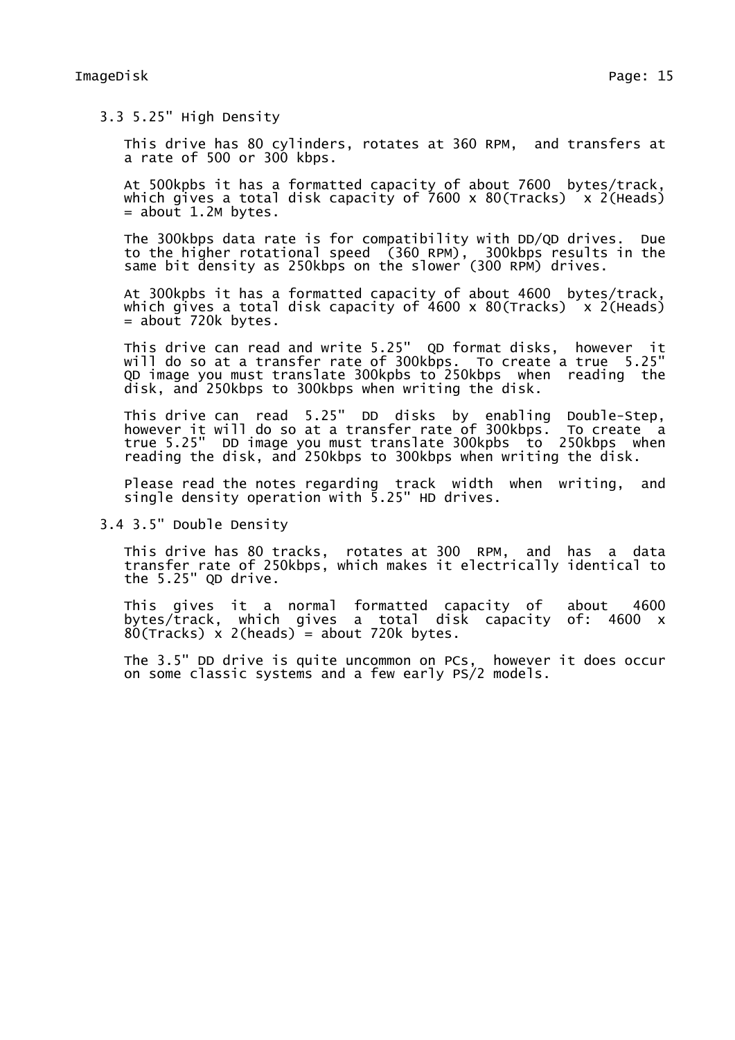### 3.3 5.25" High Density

This drive has 80 cylinders, rotates at 360 RPM, and transfers at a rate of 500 or 300 kbps.

At 500kpbs it has a formatted capacity of about 7600 bytes/track, which gives a total disk capacity of 7600 x 80(Tracks) x 2(Heads) = about 1.2M bytes.

The 300kbps data rate is for compatibility with DD/QD drives. Due to the higher rotational speed (360 RPM), 300kbps results in the same bit density as 250kbps on the slower (300 RPM) drives.

At 300kpbs it has a formatted capacity of about 4600 bytes/track, which gives a total disk capacity of 4600 x 80(Tracks) x 2(Heads) = about 720k bytes.

This drive can read and write 5.25" QD format disks, however it will do so at a transfer rate of 300kbps. To create a true 5.25" QD image you must translate 300kpbs to 250kbps when reading the disk, and 250kbps to 300kbps when writing the disk.

This drive can read 5.25" DD disks by enabling Double-Step, however it will do so at a transfer rate of 300kbps. To create a true 5.25" DD image you must translate 300kpbs to 250kbps when reading the disk, and 250kbps to 300kbps when writing the disk.

Please read the notes regarding track width when writing, and single density operation with 5.25" HD drives.

### 3.4 3.5" Double Density

This drive has 80 tracks, rotates at 300 RPM, and has a data transfer rate of 250kbps, which makes it electrically identical to the 5.25" QD drive.

This gives it a normal formatted capacity of about 4600 bytes/track, which gives a total disk capacity of: 4600 x 80(Tracks) x 2(heads) = about 720k bytes.

The 3.5" DD drive is quite uncommon on PCs, however it does occur on some classic systems and a few early PS/2 models.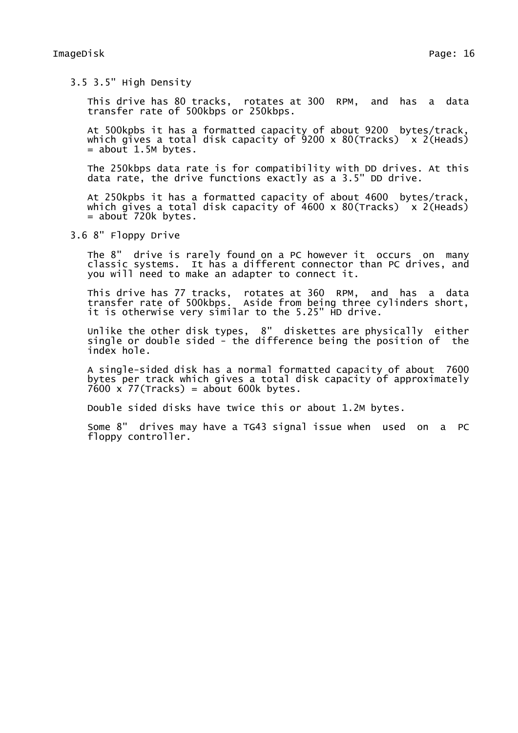## 3.5 3.5" High Density

This drive has 80 tracks, rotates at 300 RPM, and has a data transfer rate of 500kbps or 250kbps.

At 500kpbs it has a formatted capacity of about 9200 bytes/track, which gives a total disk capacity of 9200 x 80(Tracks) x 2(Heads) = about 1.5M bytes.

The 250kbps data rate is for compatibility with DD drives. At this data rate, the drive functions exactly as a 3.5" DD drive.

At 250kpbs it has a formatted capacity of about 4600 bytes/track, which gives a total disk capacity of 4600 x 80(Tracks) x 2(Heads) = about 720k bytes.

## 3.6 8" Floppy Drive

The 8" drive is rarely found on a PC however it occurs on many classic systems. It has a different connector than PC drives, and you will need to make an adapter to connect it.

This drive has 77 tracks, rotates at 360 RPM, and has a data transfer rate of 500kbps. Aside from being three cylinders short, it is otherwise very similar to the 5.25" HD drive.

Unlike the other disk types, 8" diskettes are physically either single or double sided - the difference being the position of the index hole.

A single-sided disk has a normal formatted capacity of about 7600 bytes per track which gives a total disk capacity of approximately 7600 x 77(Tracks) = about 600k bytes.

Double sided disks have twice this or about 1.2M bytes.

Some 8" drives may have a TG43 signal issue when used on a PC floppy controller.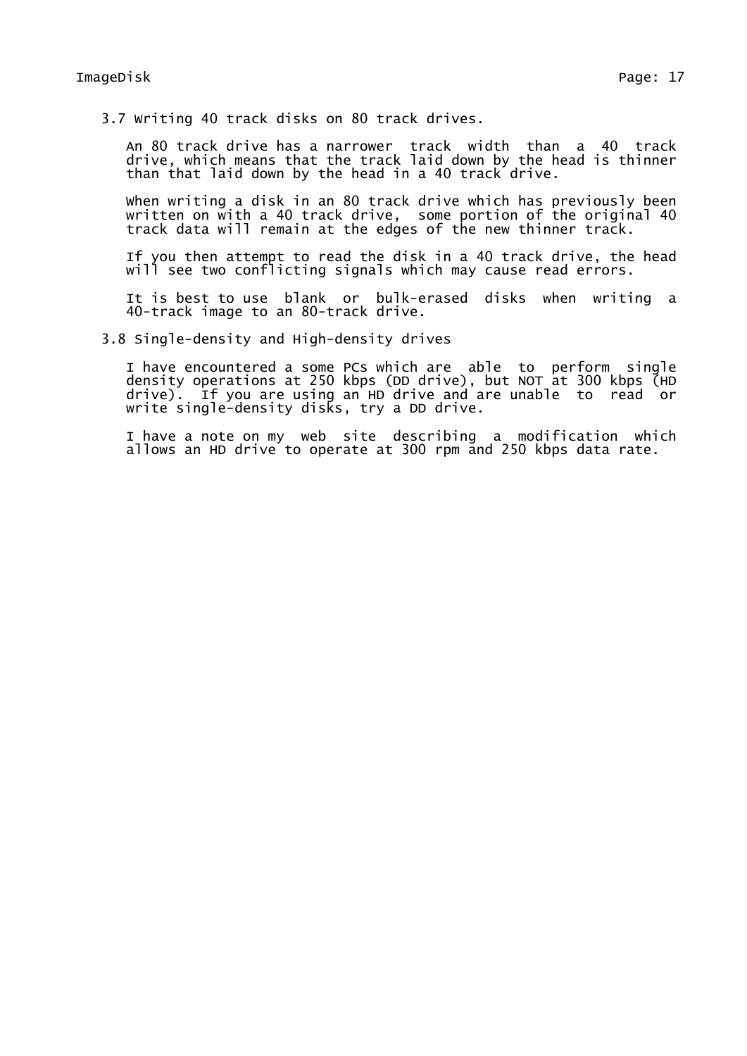### 3.7 Writing 40 track disks on 80 track drives.

An 80 track drive has a narrower track width than a 40 track drive, which means that the track laid down by the head is thinner than that laid down by the head in a 40 track drive.

When writing a disk in an 80 track drive which has previously been written on with a 40 track drive, some portion of the original 40 track data will remain at the edges of the new thinner track.

If you then attempt to read the disk in a 40 track drive, the head will see two conflicting signals which may cause read errors.

It is best to use blank or bulk-erased disks when writing a 40-track image to an 80-track drive.

### 3.8 Single-density and High-density drives

I have encountered a some PCs which are able to perform single density operations at 250 kbps (DD drive), but NOT at 300 kbps (HD drive). If you are using an HD drive and are unable to read or write single-density disks, try a DD drive.

I have a note on my web site describing a modification which allows an HD drive to operate at 300 rpm and 250 kbps data rate.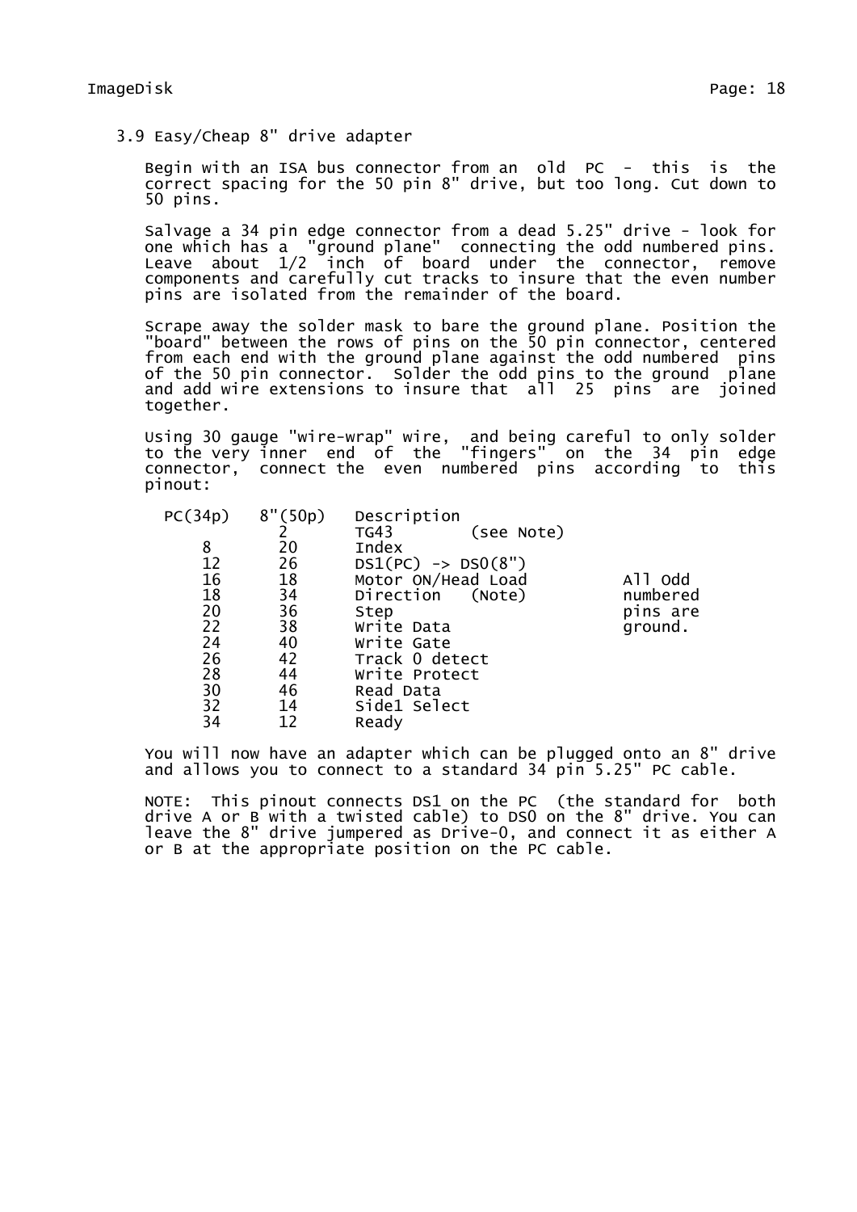## 3.9 Easy/Cheap 8" drive adapter

Begin with an ISA bus connector from an old PC - this is the correct spacing for the 50 pin 8" drive, but too long. Cut down to 50 pins.

Salvage a 34 pin edge connector from a dead 5.25" drive - look for one which has a "ground plane" connecting the odd numbered pins. Leave about 1/2 inch of board under the connector, remove components and carefully cut tracks to insure that the even number pins are isolated from the remainder of the board.

Scrape away the solder mask to bare the ground plane. Position the "board" between the rows of pins on the 50 pin connector, centered from each end with the ground plane against the odd numbered pins of the 50 pin connector. Solder the odd pins to the ground plane and add wire extensions to insure that all 25 pins are joined together.

Using 30 gauge "wire-wrap" wire, and being careful to only solder to the very inner end of the "fingers" on the 34 pin edge connector, connect the even numbered pins according to this pinout:

| PC(34p) | 8"(50p) | Description |
|---|---|---|
| | 2 | TG43 (see Note) |
| 8 | 20 | Index |
| 12 | 26 | DS1(PC) -> DS0(8") |
| 16 | 18 | Motor ON/Head Load |
| 18 | 34 | Direction (Note) |
| 20 | 36 | Step |
| 22 | 38 | Write Data |
| 24 | 40 | Write Gate |
| 26 | 42 | Track 0 detect |
| 28 | 44 | Write Protect |
| 30 | 46 | Read Data |
| 32 | 14 | Side1 Select |
| 34 | 12 | Ready |

All Odd numbered pins are ground.

You will now have an adapter which can be plugged onto an 8" drive and allows you to connect to a standard 34 pin 5.25" PC cable.

NOTE: This pinout connects DS1 on the PC (the standard for both drive A or B with a twisted cable) to DS0 on the 8" drive. You can leave the 8" drive jumpered as Drive-0, and connect it as either A or B at the appropriate position on the PC cable.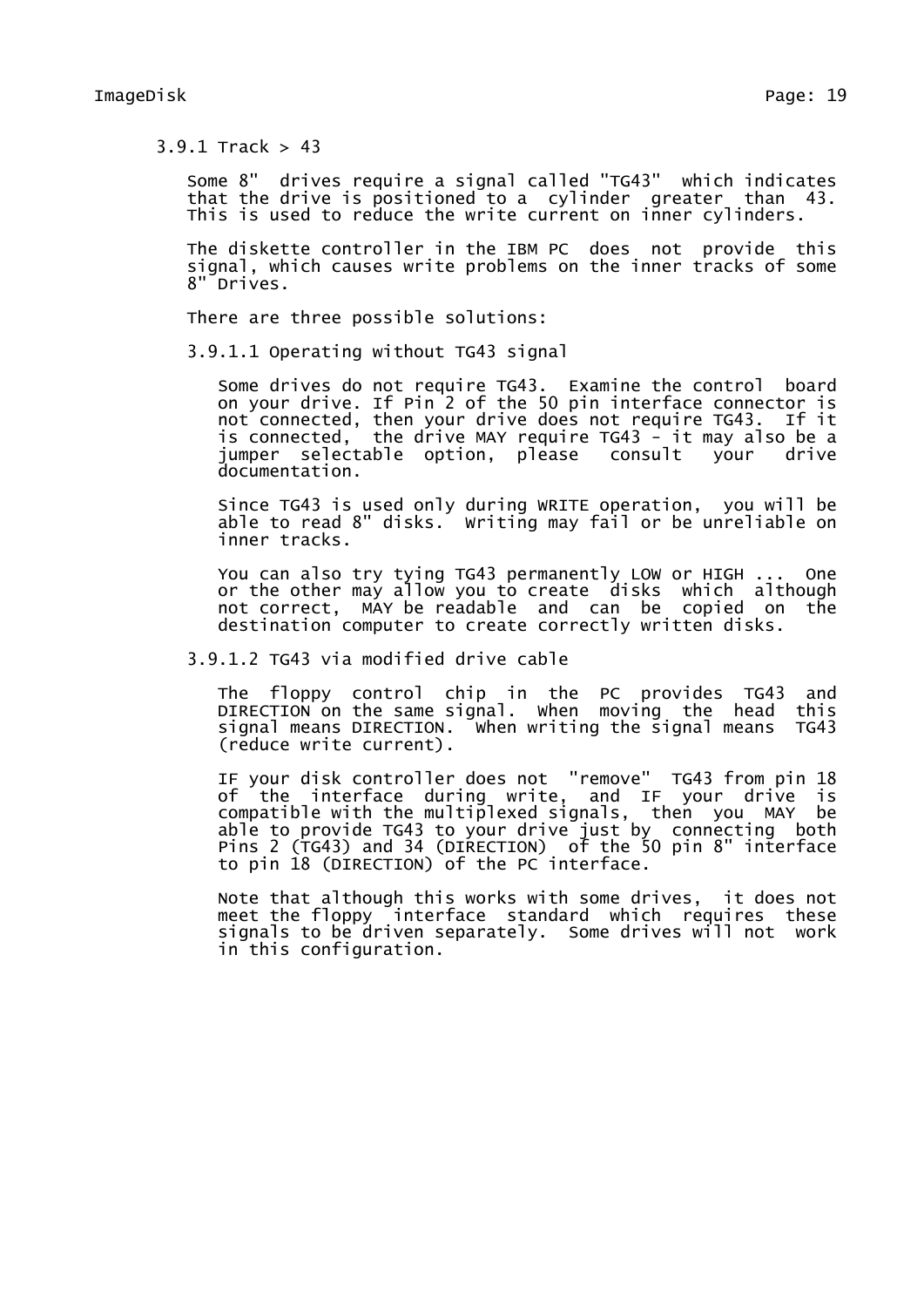### 3.9.1 Track > 43

Some 8" drives require a signal called "TG43" which indicates that the drive is positioned to a cylinder greater than 43. This is used to reduce the write current on inner cylinders.

The diskette controller in the IBM PC does not provide this signal, which causes write problems on the inner tracks of some 8" Drives.

There are three possible solutions:

#### 3.9.1.1 Operating without TG43 signal

Some drives do not require TG43. Examine the control board on your drive. If Pin 2 of the 50 pin interface connector is not connected, then your drive does not require TG43. If it is connected, the drive MAY require TG43 - it may also be a jumper selectable option, please consult your drive documentation.

Since TG43 is used only during WRITE operation, you will be able to read 8" disks. Writing may fail or be unreliable on inner tracks.

You can also try tying TG43 permanently LOW or HIGH ... One or the other may allow you to create disks which although not correct, MAY be readable and can be copied on the destination computer to create correctly written disks.

#### 3.9.1.2 TG43 via modified drive cable

The floppy control chip in the PC provides TG43 and DIRECTION on the same signal. When moving the head this signal means DIRECTION. When writing the signal means TG43 (reduce write current).

IF your disk controller does not "remove" TG43 from pin 18 of the interface during write, and IF your drive is compatible with the multiplexed signals, then you MAY be able to provide TG43 to your drive just by connecting both Pins 2 (TG43) and 34 (DIRECTION) of the 50 pin 8" interface to pin 18 (DIRECTION) of the PC interface.

Note that although this works with some drives, it does not meet the floppy interface standard which requires these signals to be driven separately. Some drives will not work in this configuration.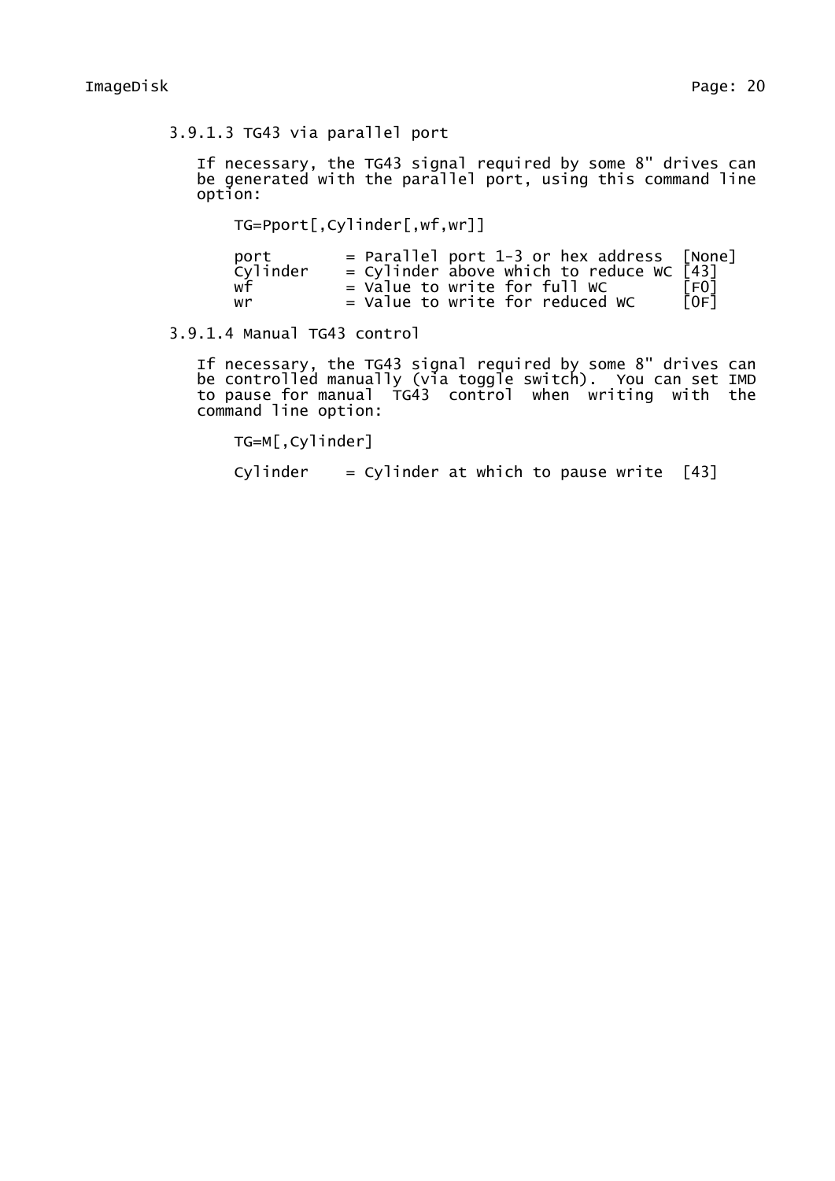### 3.9.1.3 TG43 via parallel port

If necessary, the TG43 signal required by some 8" drives can be generated with the parallel port, using this command line option:

```
TG=Pport[,Cylinder[,wf,wr]]

port        = Parallel port 1-3 or hex address  [None]
Cylinder    = Cylinder above which to reduce WC [43]
wf          = Value to write for full WC        [F0]
wr          = Value to write for reduced WC     [0F]
```

### 3.9.1.4 Manual TG43 control

If necessary, the TG43 signal required by some 8" drives can be controlled manually (via toggle switch). You can set IMD to pause for manual TG43 control when writing with the command line option:

```
TG=M[,Cylinder]

Cylinder    = Cylinder at which to pause write  [43]
```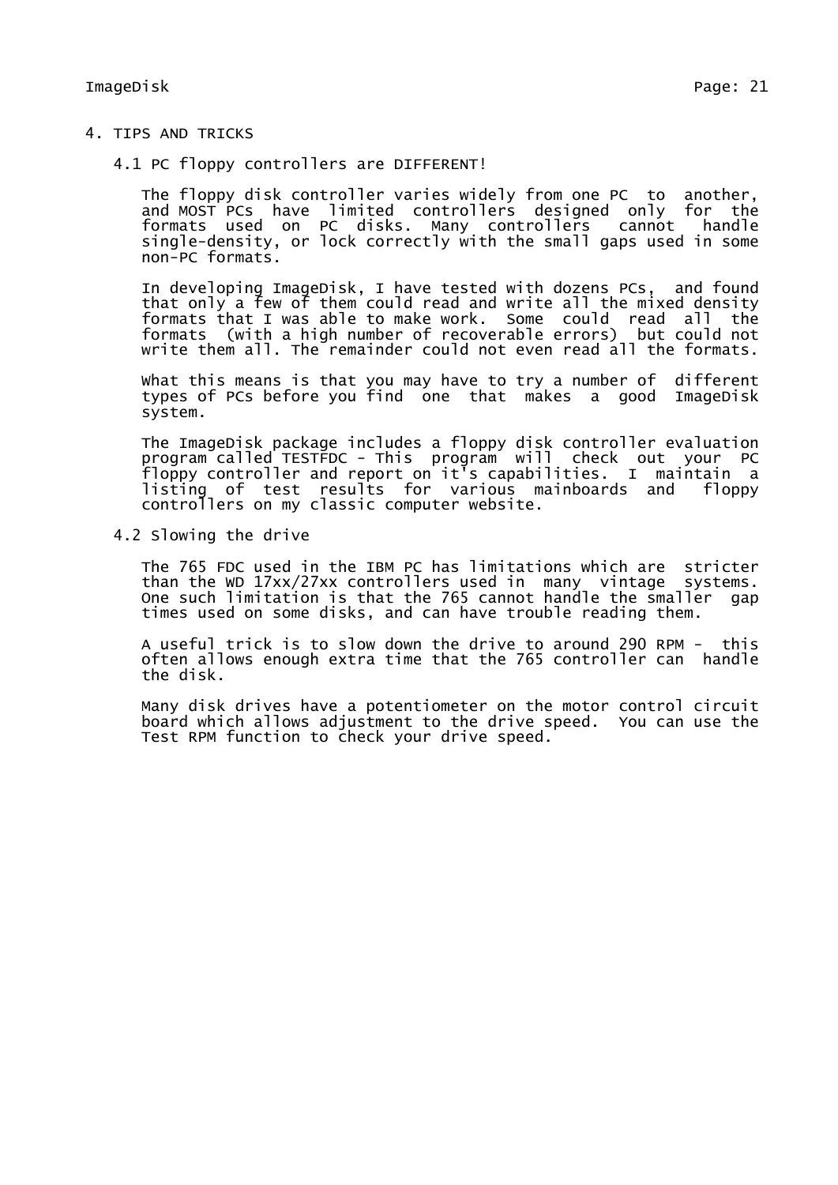# 4. TIPS AND TRICKS

## 4.1 PC floppy controllers are DIFFERENT!

The floppy disk controller varies widely from one PC to another, and MOST PCs have limited controllers designed only for the formats used on PC disks. Many controllers cannot handle single-density, or lock correctly with the small gaps used in some non-PC formats.

In developing ImageDisk, I have tested with dozens PCs, and found that only a few of them could read and write all the mixed density formats that I was able to make work. Some could read all the formats (with a high number of recoverable errors) but could not write them all. The remainder could not even read all the formats.

What this means is that you may have to try a number of different types of PCs before you find one that makes a good ImageDisk system.

The ImageDisk package includes a floppy disk controller evaluation program called TESTFDC - This program will check out your PC floppy controller and report on it's capabilities. I maintain a listing of test results for various mainboards and floppy controllers on my classic computer website.

## 4.2 Slowing the drive

The 765 FDC used in the IBM PC has limitations which are stricter than the WD 17xx/27xx controllers used in many vintage systems. One such limitation is that the 765 cannot handle the smaller gap times used on some disks, and can have trouble reading them.

A useful trick is to slow down the drive to around 290 RPM - this often allows enough extra time that the 765 controller can handle the disk.

Many disk drives have a potentiometer on the motor control circuit board which allows adjustment to the drive speed. You can use the Test RPM function to check your drive speed.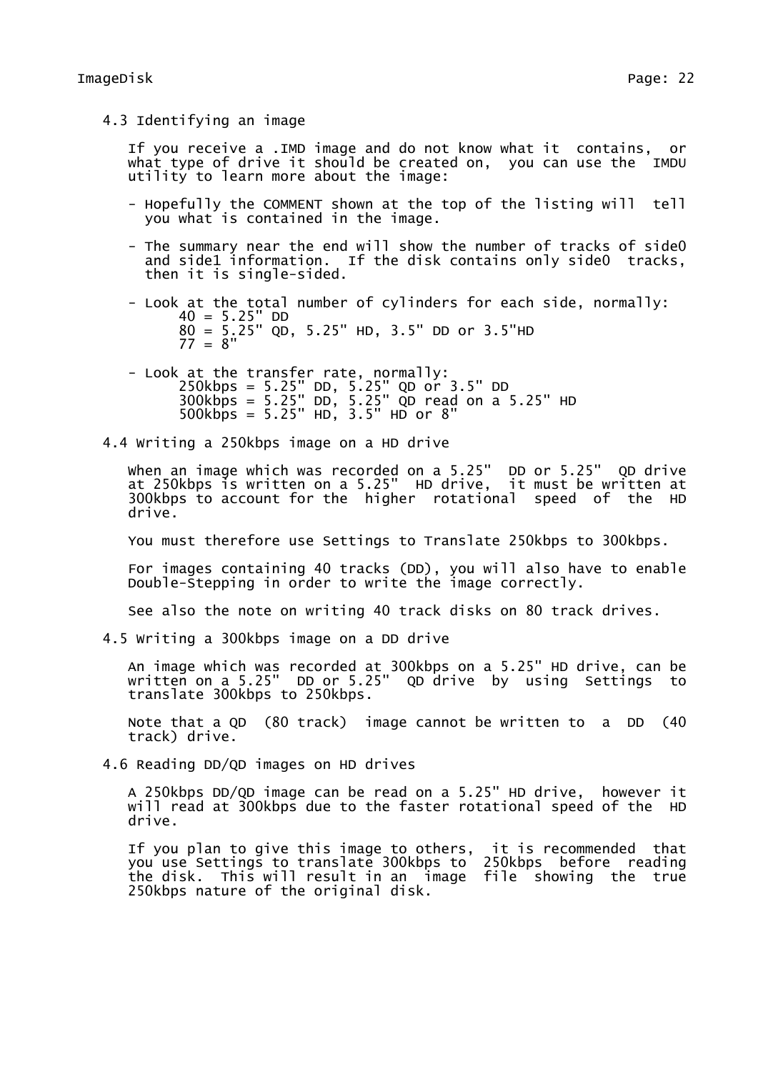## 4.3 Identifying an image

If you receive a .IMD image and do not know what it contains, or what type of drive it should be created on, you can use the IMDU utility to learn more about the image:

- Hopefully the COMMENT shown at the top of the listing will tell you what is contained in the image.
- The summary near the end will show the number of tracks of side0 and side1 information. If the disk contains only side0 tracks, then it is single-sided.
- Look at the total number of cylinders for each side, normally:

```
     40 = 5.25" DD
     80 = 5.25" QD, 5.25" HD, 3.5" DD or 3.5"HD
     77 = 8"
```

- Look at the transfer rate, normally:

```
     250kbps = 5.25" DD, 5.25" QD or 3.5" DD
     300kbps = 5.25" DD, 5.25" QD read on a 5.25" HD
     500kbps = 5.25" HD, 3.5" HD or 8"
```

## 4.4 Writing a 250kbps image on a HD drive

When an image which was recorded on a 5.25" DD or 5.25" QD drive at 250kbps is written on a 5.25" HD drive, it must be written at 300kbps to account for the higher rotational speed of the HD drive.

You must therefore use Settings to Translate 250kbps to 300kbps.

For images containing 40 tracks (DD), you will also have to enable Double-Stepping in order to write the image correctly.

See also the note on writing 40 track disks on 80 track drives.

## 4.5 Writing a 300kbps image on a DD drive

An image which was recorded at 300kbps on a 5.25" HD drive, can be written on a 5.25" DD or 5.25" QD drive by using Settings to translate 300kbps to 250kbps.

Note that a QD (80 track) image cannot be written to a DD (40 track) drive.

## 4.6 Reading DD/QD images on HD drives

A 250kbps DD/QD image can be read on a 5.25" HD drive, however it will read at 300kbps due to the faster rotational speed of the HD drive.

If you plan to give this image to others, it is recommended that you use Settings to translate 300kbps to 250kbps before reading the disk. This will result in an image file showing the true 250kbps nature of the original disk.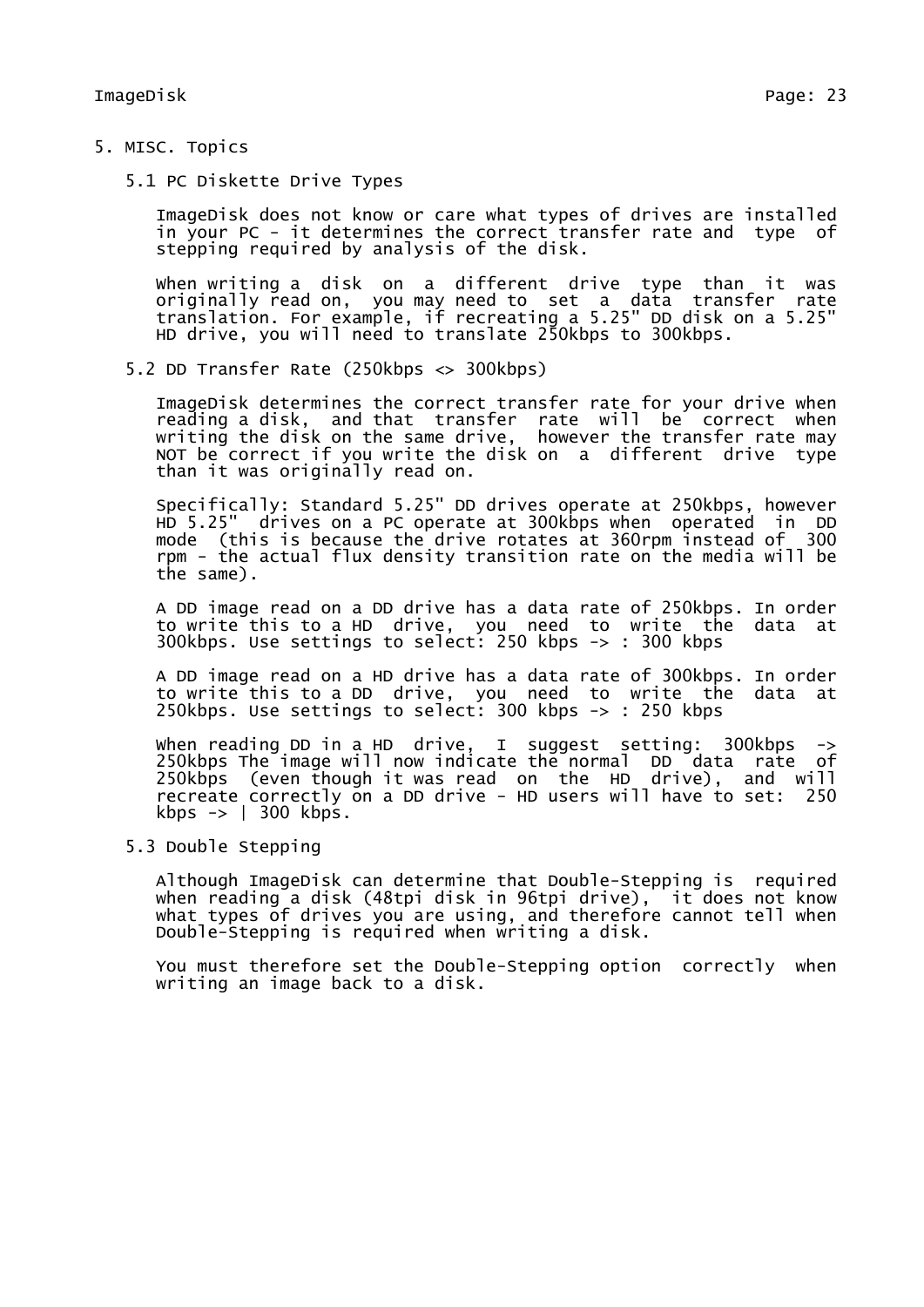# 5. MISC. Topics

## 5.1 PC Diskette Drive Types

ImageDisk does not know or care what types of drives are installed in your PC - it determines the correct transfer rate and type of stepping required by analysis of the disk.

When writing a disk on a different drive type than it was originally read on, you may need to set a data transfer rate translation. For example, if recreating a 5.25" DD disk on a 5.25" HD drive, you will need to translate 250kbps to 300kbps.

## 5.2 DD Transfer Rate (250kbps <> 300kbps)

ImageDisk determines the correct transfer rate for your drive when reading a disk, and that transfer rate will be correct when writing the disk on the same drive, however the transfer rate may NOT be correct if you write the disk on a different drive type than it was originally read on.

Specifically: Standard 5.25" DD drives operate at 250kbps, however HD 5.25" drives on a PC operate at 300kbps when operated in DD mode (this is because the drive rotates at 360rpm instead of 300 rpm - the actual flux density transition rate on the media will be the same).

A DD image read on a DD drive has a data rate of 250kbps. In order to write this to a HD drive, you need to write the data at 300kbps. Use settings to select: 250 kbps -> : 300 kbps

A DD image read on a HD drive has a data rate of 300kbps. In order to write this to a DD drive, you need to write the data at 250kbps. Use settings to select: 300 kbps -> : 250 kbps

When reading DD in a HD drive, I suggest setting: 300kbps -> 250kbps The image will now indicate the normal DD data rate of 250kbps (even though it was read on the HD drive), and will recreate correctly on a DD drive - HD users will have to set: 250 kbps -> | 300 kbps.

## 5.3 Double Stepping

Although ImageDisk can determine that Double-Stepping is required when reading a disk (48tpi disk in 96tpi drive), it does not know what types of drives you are using, and therefore cannot tell when Double-Stepping is required when writing a disk.

You must therefore set the Double-Stepping option correctly when writing an image back to a disk.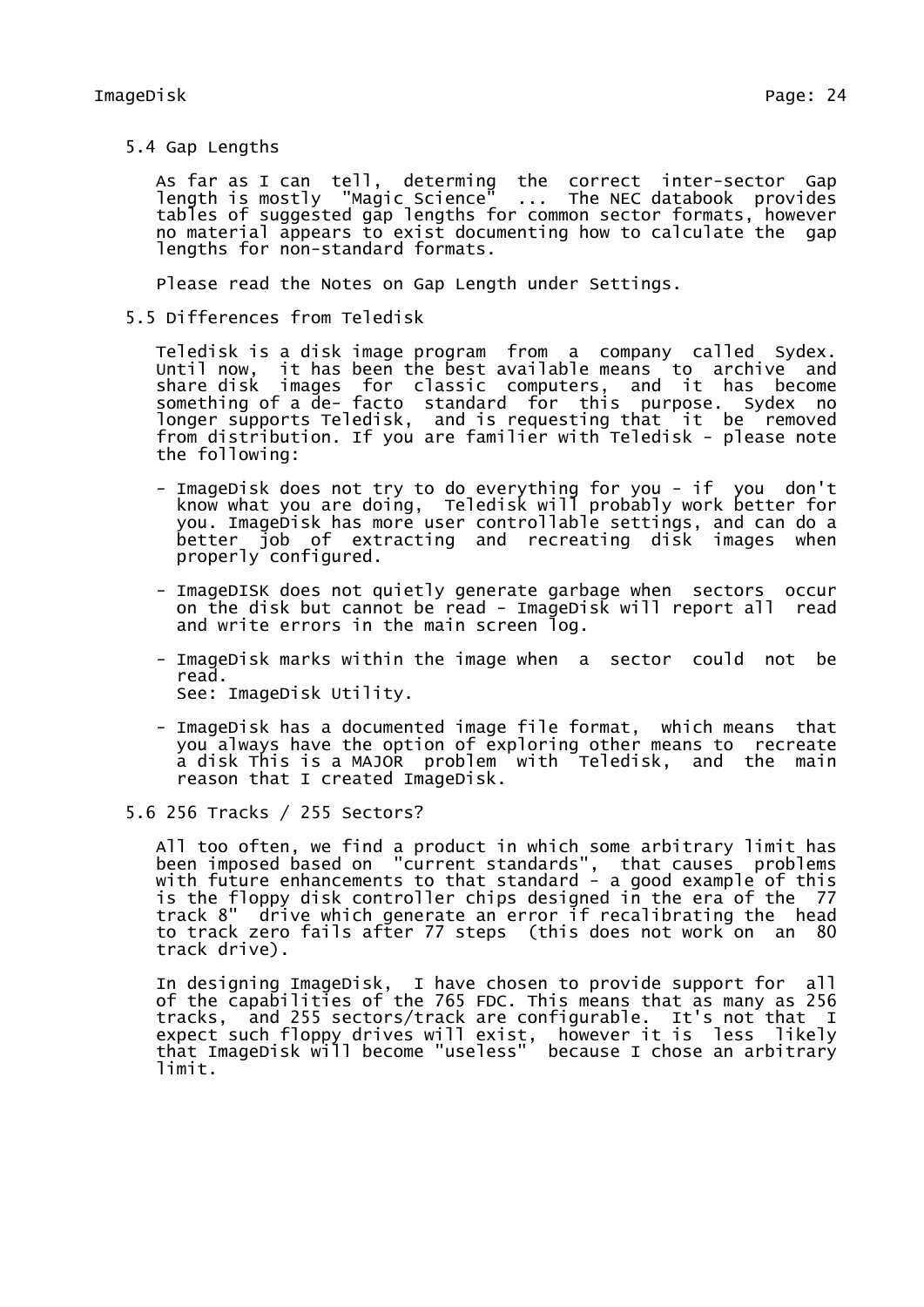## 5.4 Gap Lengths

As far as I can tell, determing the correct inter-sector Gap length is mostly "Magic Science" ... The NEC databook provides tables of suggested gap lengths for common sector formats, however no material appears to exist documenting how to calculate the gap lengths for non-standard formats.

Please read the Notes on Gap Length under Settings.

## 5.5 Differences from Teledisk

Teledisk is a disk image program from a company called Sydex. Until now, it has been the best available means to archive and share disk images for classic computers, and it has become something of a de- facto standard for this purpose. Sydex no longer supports Teledisk, and is requesting that it be removed from distribution. If you are familier with Teledisk - please note the following:

- ImageDisk does not try to do everything for you - if you don't know what you are doing, Teledisk will probably work better for you. ImageDisk has more user controllable settings, and can do a better job of extracting and recreating disk images when properly configured.
- ImageDISK does not quietly generate garbage when sectors occur on the disk but cannot be read - ImageDisk will report all read and write errors in the main screen log.
- ImageDisk marks within the image when a sector could not be read.
  See: ImageDisk Utility.
- ImageDisk has a documented image file format, which means that you always have the option of exploring other means to recreate a disk This is a MAJOR problem with Teledisk, and the main reason that I created ImageDisk.

## 5.6 256 Tracks / 255 Sectors?

All too often, we find a product in which some arbitrary limit has been imposed based on "current standards", that causes problems with future enhancements to that standard - a good example of this is the floppy disk controller chips designed in the era of the 77 track 8" drive which generate an error if recalibrating the head to track zero fails after 77 steps (this does not work on an 80 track drive).

In designing ImageDisk, I have chosen to provide support for all of the capabilities of the 765 FDC. This means that as many as 256 tracks, and 255 sectors/track are configurable. It's not that I expect such floppy drives will exist, however it is less likely that ImageDisk will become "useless" because I chose an arbitrary limit.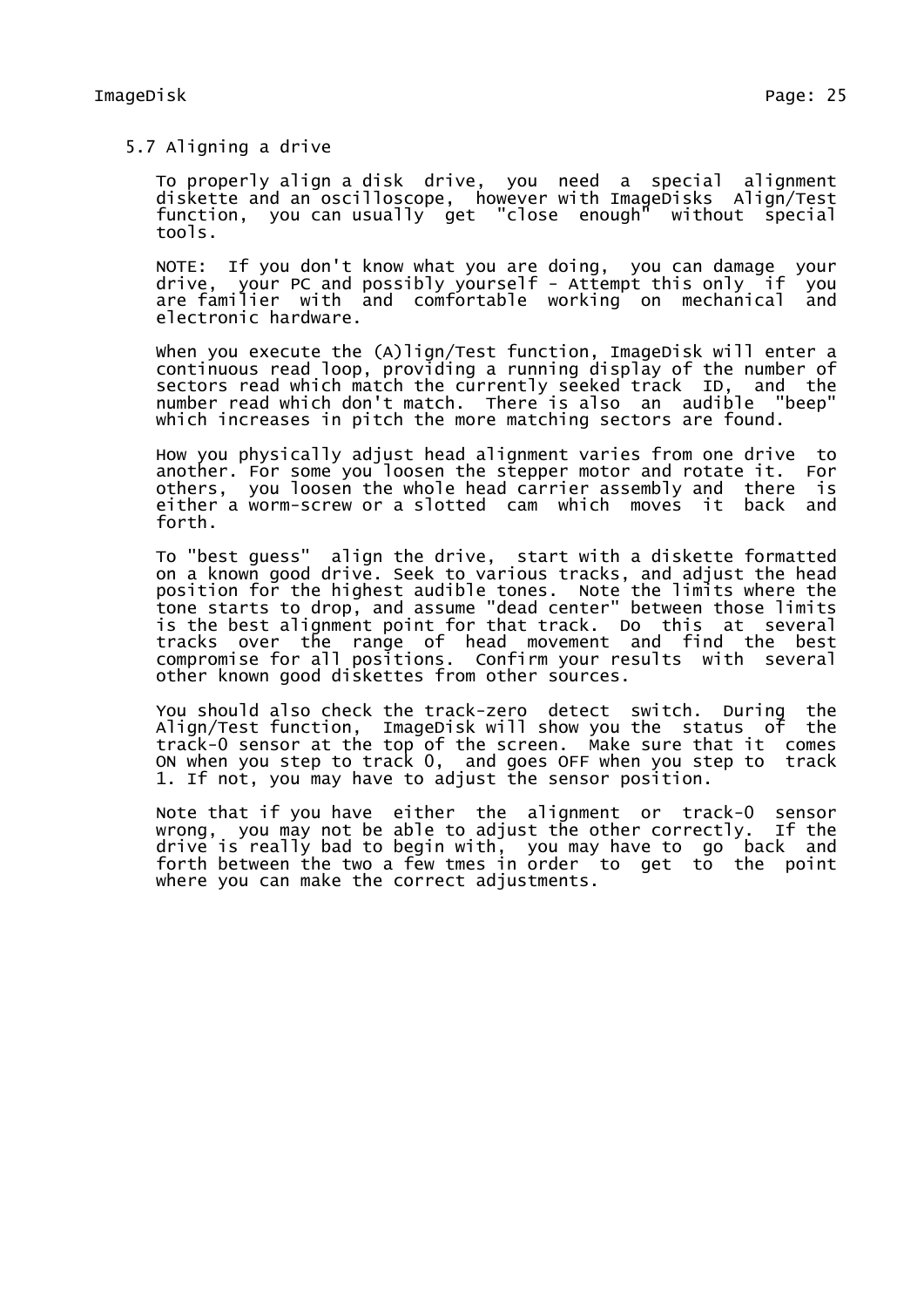## 5.7 Aligning a drive

To properly align a disk drive, you need a special alignment diskette and an oscilloscope, however with ImageDisks Align/Test function, you can usually get "close enough" without special tools.

NOTE: If you don't know what you are doing, you can damage your drive, your PC and possibly yourself - Attempt this only if you are familier with and comfortable working on mechanical and electronic hardware.

When you execute the (A)lign/Test function, ImageDisk will enter a continuous read loop, providing a running display of the number of sectors read which match the currently seeked track ID, and the number read which don't match. There is also an audible "beep" which increases in pitch the more matching sectors are found.

How you physically adjust head alignment varies from one drive to another. For some you loosen the stepper motor and rotate it. For others, you loosen the whole head carrier assembly and there is either a worm-screw or a slotted cam which moves it back and forth.

To "best guess" align the drive, start with a diskette formatted on a known good drive. Seek to various tracks, and adjust the head position for the highest audible tones. Note the limits where the tone starts to drop, and assume "dead center" between those limits is the best alignment point for that track. Do this at several tracks over the range of head movement and find the best compromise for all positions. Confirm your results with several other known good diskettes from other sources.

You should also check the track-zero detect switch. During the Align/Test function, ImageDisk will show you the status of the track-0 sensor at the top of the screen. Make sure that it comes ON when you step to track 0, and goes OFF when you step to track 1. If not, you may have to adjust the sensor position.

Note that if you have either the alignment or track-0 sensor wrong, you may not be able to adjust the other correctly. If the drive is really bad to begin with, you may have to go back and forth between the two a few tmes in order to get to the point where you can make the correct adjustments.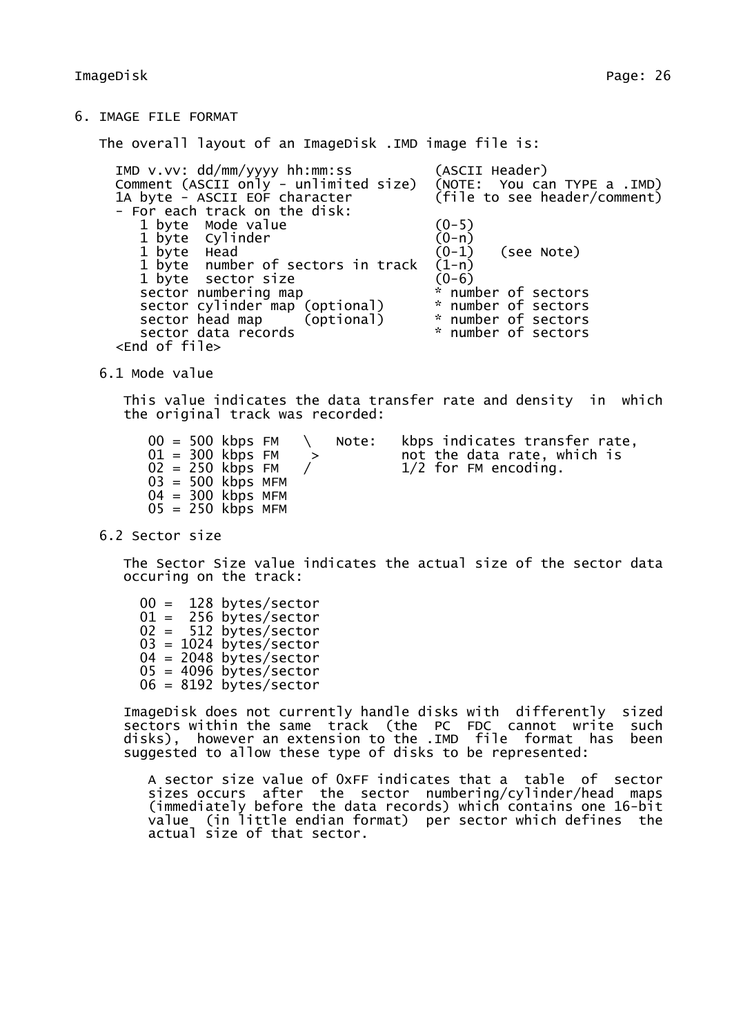## 6. IMAGE FILE FORMAT

The overall layout of an ImageDisk .IMD image file is:

```
IMD v.vv: dd/mm/yyyy hh:mm:ss          (ASCII Header)
Comment (ASCII only - unlimited size)  (NOTE:  You can TYPE a .IMD)
1A byte - ASCII EOF character          (file to see header/comment)
- For each track on the disk:
   1 byte  Mode value                  (0-5)
   1 byte  Cylinder                    (0-n)
   1 byte  Head                        (0-1)   (see Note)
   1 byte  number of sectors in track  (1-n)
   1 byte  sector size                 (0-6)
   sector numbering map                * number of sectors
   sector cylinder map (optional)      * number of sectors
   sector head map     (optional)      * number of sectors
   sector data records                 * number of sectors
<End of file>
```

### 6.1 Mode value

This value indicates the data transfer rate and density in which the original track was recorded:

```
00 = 500 kbps FM   \   Note:   kbps indicates transfer rate,
01 = 300 kbps FM    >          not the data rate, which is
02 = 250 kbps FM   /           1/2 for FM encoding.
03 = 500 kbps MFM
04 = 300 kbps MFM
05 = 250 kbps MFM
```

### 6.2 Sector size

The Sector Size value indicates the actual size of the sector data occuring on the track:

```
00 =  128 bytes/sector
01 =  256 bytes/sector
02 =  512 bytes/sector
03 = 1024 bytes/sector
04 = 2048 bytes/sector
05 = 4096 bytes/sector
06 = 8192 bytes/sector
```

ImageDisk does not currently handle disks with differently sized sectors within the same track (the PC FDC cannot write such disks), however an extension to the .IMD file format has been suggested to allow these type of disks to be represented:

> A sector size value of 0xFF indicates that a table of sector sizes occurs after the sector numbering/cylinder/head maps (immediately before the data records) which contains one 16-bit value (in little endian format) per sector which defines the actual size of that sector.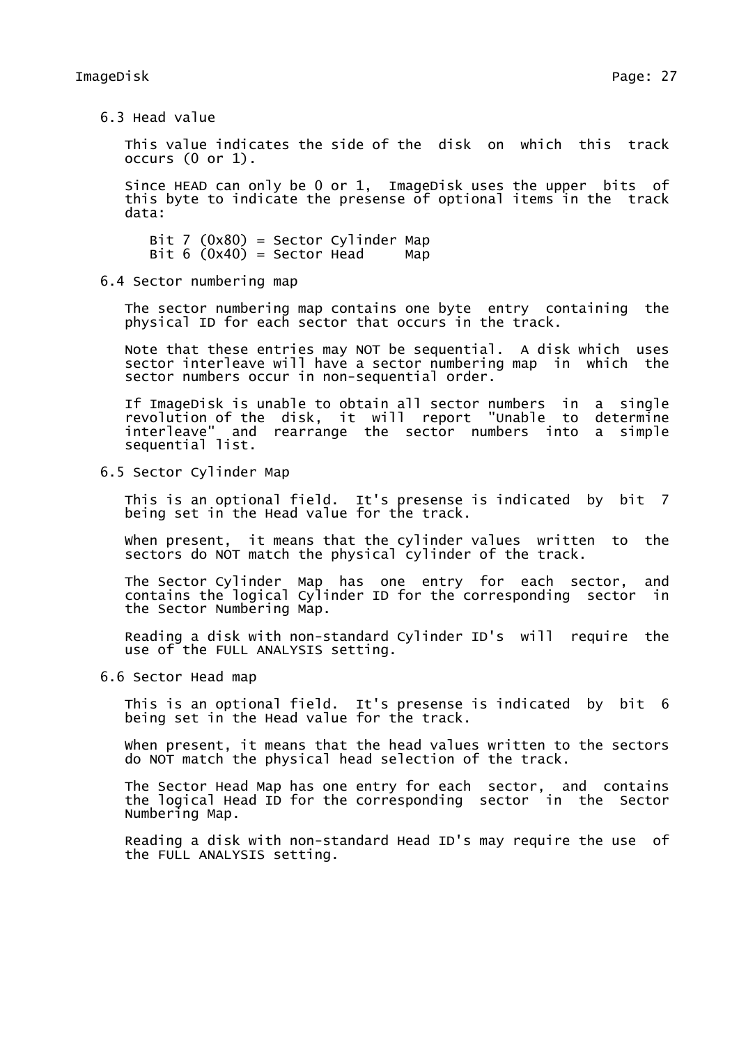### 6.3 Head value

This value indicates the side of the disk on which this track occurs (0 or 1).

Since HEAD can only be 0 or 1, ImageDisk uses the upper bits of this byte to indicate the presense of optional items in the track data:

```
Bit 7 (0x80) = Sector Cylinder Map
Bit 6 (0x40) = Sector Head     Map
```

### 6.4 Sector numbering map

The sector numbering map contains one byte entry containing the physical ID for each sector that occurs in the track.

Note that these entries may NOT be sequential. A disk which uses sector interleave will have a sector numbering map in which the sector numbers occur in non-sequential order.

If ImageDisk is unable to obtain all sector numbers in a single revolution of the disk, it will report "Unable to determine interleave" and rearrange the sector numbers into a simple sequential list.

### 6.5 Sector Cylinder Map

This is an optional field. It's presense is indicated by bit 7 being set in the Head value for the track.

When present, it means that the cylinder values written to the sectors do NOT match the physical cylinder of the track.

The Sector Cylinder Map has one entry for each sector, and contains the logical Cylinder ID for the corresponding sector in the Sector Numbering Map.

Reading a disk with non-standard Cylinder ID's will require the use of the FULL ANALYSIS setting.

### 6.6 Sector Head map

This is an optional field. It's presense is indicated by bit 6 being set in the Head value for the track.

When present, it means that the head values written to the sectors do NOT match the physical head selection of the track.

The Sector Head Map has one entry for each sector, and contains the logical Head ID for the corresponding sector in the Sector Numbering Map.

Reading a disk with non-standard Head ID's may require the use of the FULL ANALYSIS setting.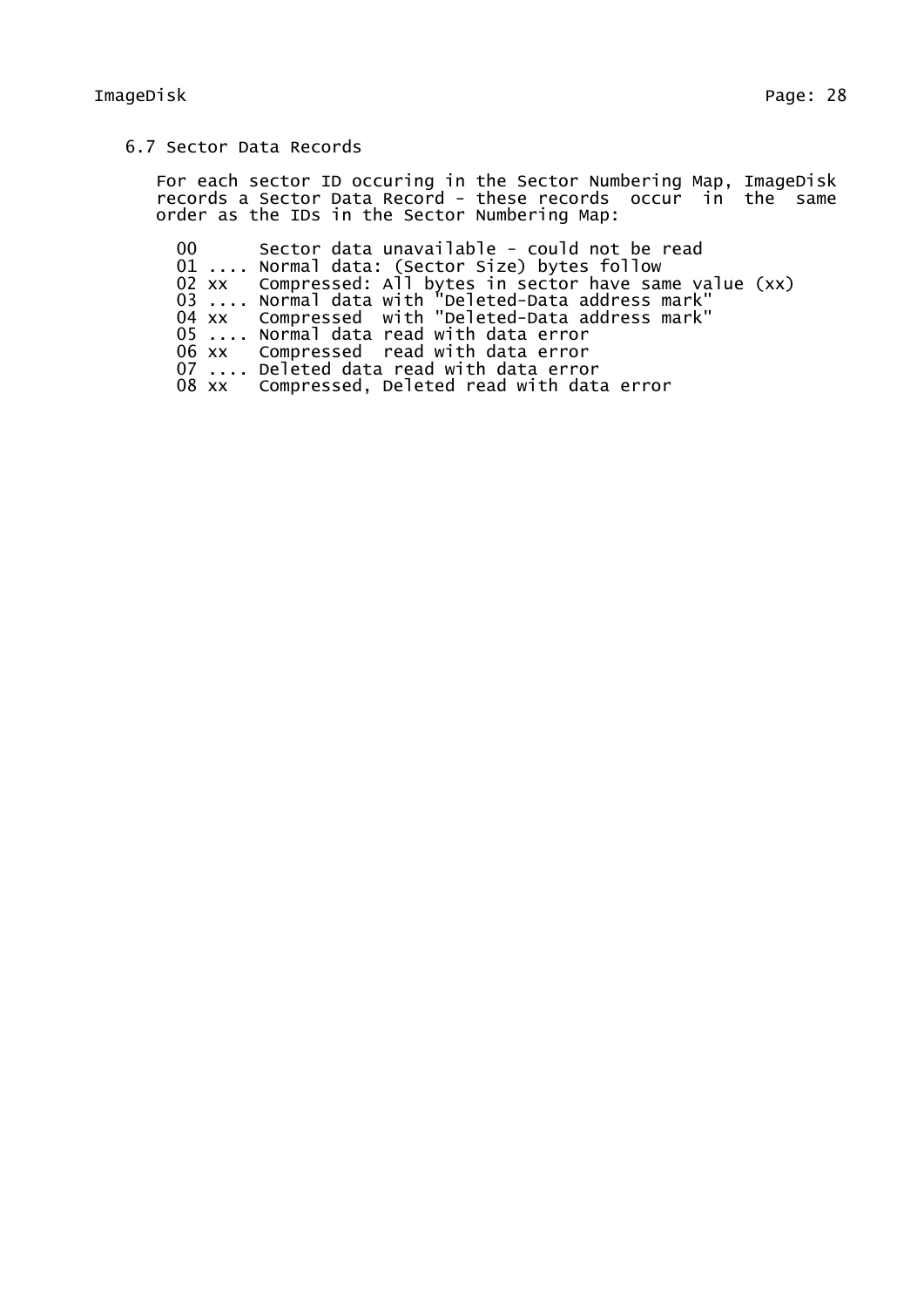### 6.7 Sector Data Records

For each sector ID occuring in the Sector Numbering Map, ImageDisk records a Sector Data Record - these records occur in the same order as the IDs in the Sector Numbering Map:

```
00      Sector data unavailable - could not be read
01 .... Normal data: (Sector Size) bytes follow
02 xx   Compressed: All bytes in sector have same value (xx)
03 .... Normal data with "Deleted-Data address mark"
04 xx   Compressed  with "Deleted-Data address mark"
05 .... Normal data read with data error
06 xx   Compressed  read with data error
07 .... Deleted data read with data error
08 xx   Compressed, Deleted read with data error
```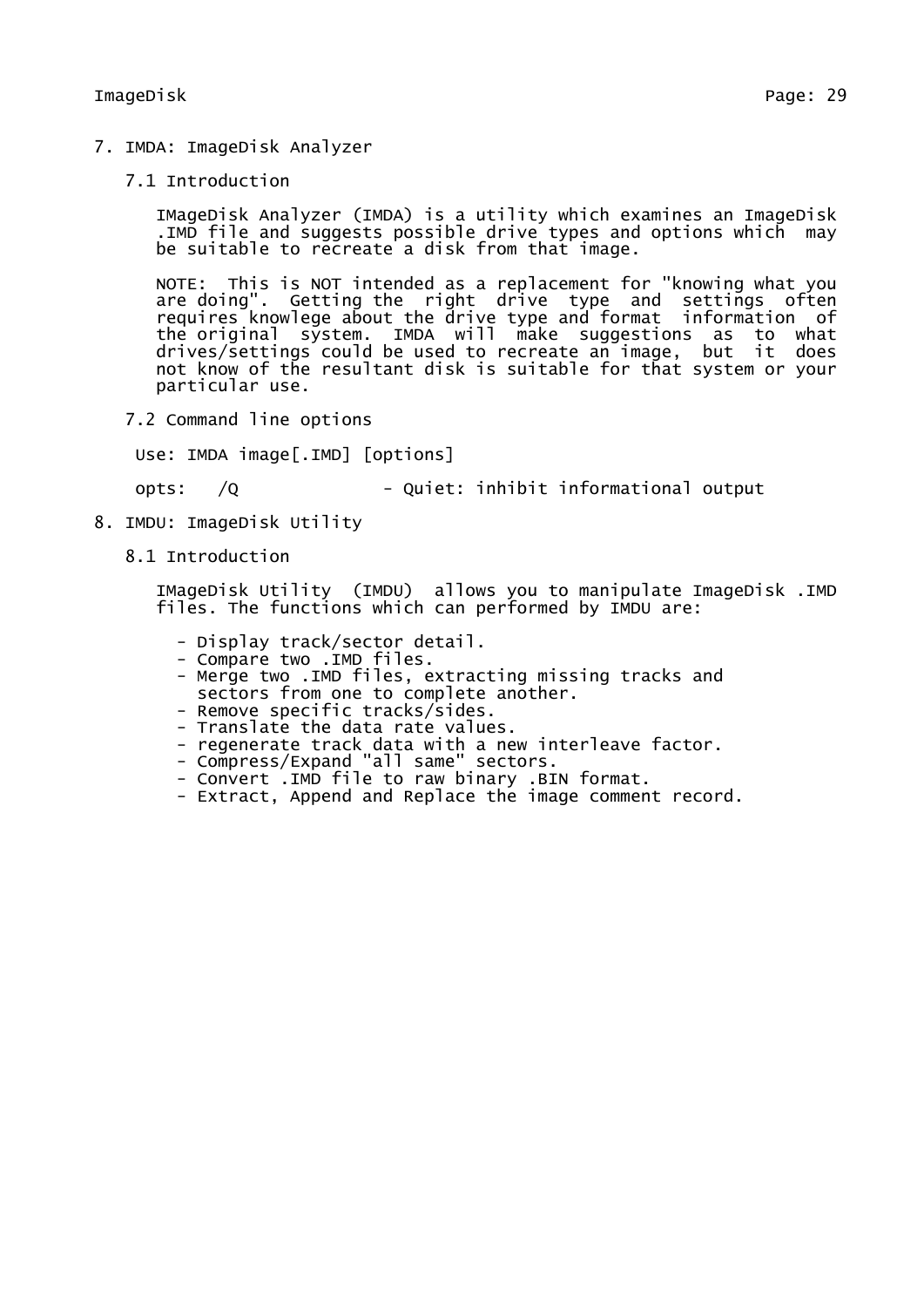# 7. IMDA: ImageDisk Analyzer

## 7.1 Introduction

IMageDisk Analyzer (IMDA) is a utility which examines an ImageDisk .IMD file and suggests possible drive types and options which may be suitable to recreate a disk from that image.

NOTE: This is NOT intended as a replacement for "knowing what you are doing". Getting the right drive type and settings often requires knowlege about the drive type and format information of the original system. IMDA will make suggestions as to what drives/settings could be used to recreate an image, but it does not know of the resultant disk is suitable for that system or your particular use.

## 7.2 Command line options

```
Use: IMDA image[.IMD] [options]

opts:   /Q              - Quiet: inhibit informational output
```

# 8. IMDU: ImageDisk Utility

## 8.1 Introduction

IMageDisk Utility (IMDU) allows you to manipulate ImageDisk .IMD files. The functions which can performed by IMDU are:

- Display track/sector detail.
- Compare two .IMD files.
- Merge two .IMD files, extracting missing tracks and sectors from one to complete another.
- Remove specific tracks/sides.
- Translate the data rate values.
- regenerate track data with a new interleave factor.
- Compress/Expand "all same" sectors.
- Convert .IMD file to raw binary .BIN format.
- Extract, Append and Replace the image comment record.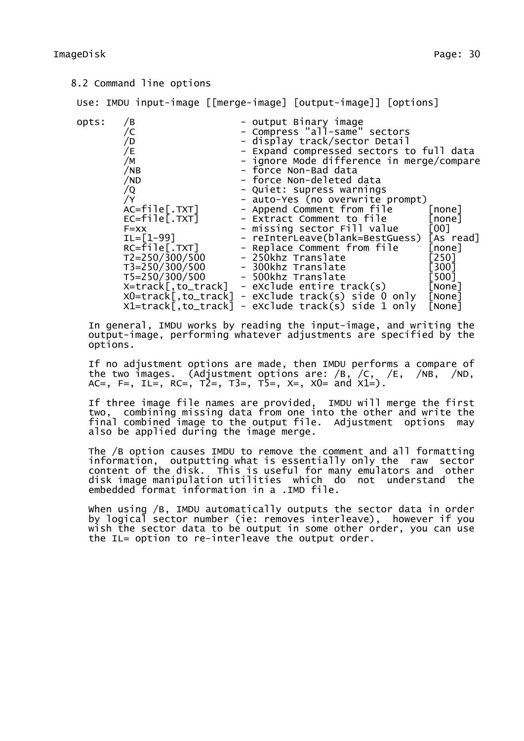## 8.2 Command line options

```
Use: IMDU input-image [[merge-image] [output-image]] [options]

opts:   /B                   - output Binary image
        /C                   - Compress "all-same" sectors
        /D                   - display track/sector Detail
        /E                   - Expand compressed sectors to full data
        /M                   - ignore Mode difference in merge/compare
        /NB                  - force Non-Bad data
        /ND                  - force Non-deleted data
        /Q                   - Quiet: supress warnings
        /Y                   - auto-Yes (no overwrite prompt)
        AC=file[.TXT]        - Append Comment from file      [none]
        EC=file[.TXT]        - Extract Comment to file       [none]
        F=xx                 - missing sector Fill value     [00]
        IL=[1-99]            - reInterLeave(blank=BestGuess) [As read]
        RC=file[.TXT]        - Replace Comment from file     [none]
        T2=250/300/500       - 250khz Translate              [250]
        T3=250/300/500       - 300khz Translate              [300]
        T5=250/300/500       - 500khz Translate              [500]
        X=track[,to_track]   - eXclude entire track(s)       [None]
        X0=track[,to_track]  - eXclude track(s) side 0 only  [None]
        X1=track[,to_track]  - eXclude track(s) side 1 only  [None]
```

In general, IMDU works by reading the input-image, and writing the output-image, performing whatever adjustments are specified by the options.

If no adjustment options are made, then IMDU performs a compare of the two images. (Adjustment options are: /B, /C, /E, /NB, /ND, AC=, F=, IL=, RC=, T2=, T3=, T5=, X=, X0= and X1=).

If three image file names are provided, IMDU will merge the first two, combining missing data from one into the other and write the final combined image to the output file. Adjustment options may also be applied during the image merge.

The /B option causes IMDU to remove the comment and all formatting information, outputting what is essentially only the raw sector content of the disk. This is useful for many emulators and other disk image manipulation utilities which do not understand the embedded format information in a .IMD file.

When using /B, IMDU automatically outputs the sector data in order by logical sector number (ie: removes interleave), however if you wish the sector data to be output in some other order, you can use the IL= option to re-interleave the output order.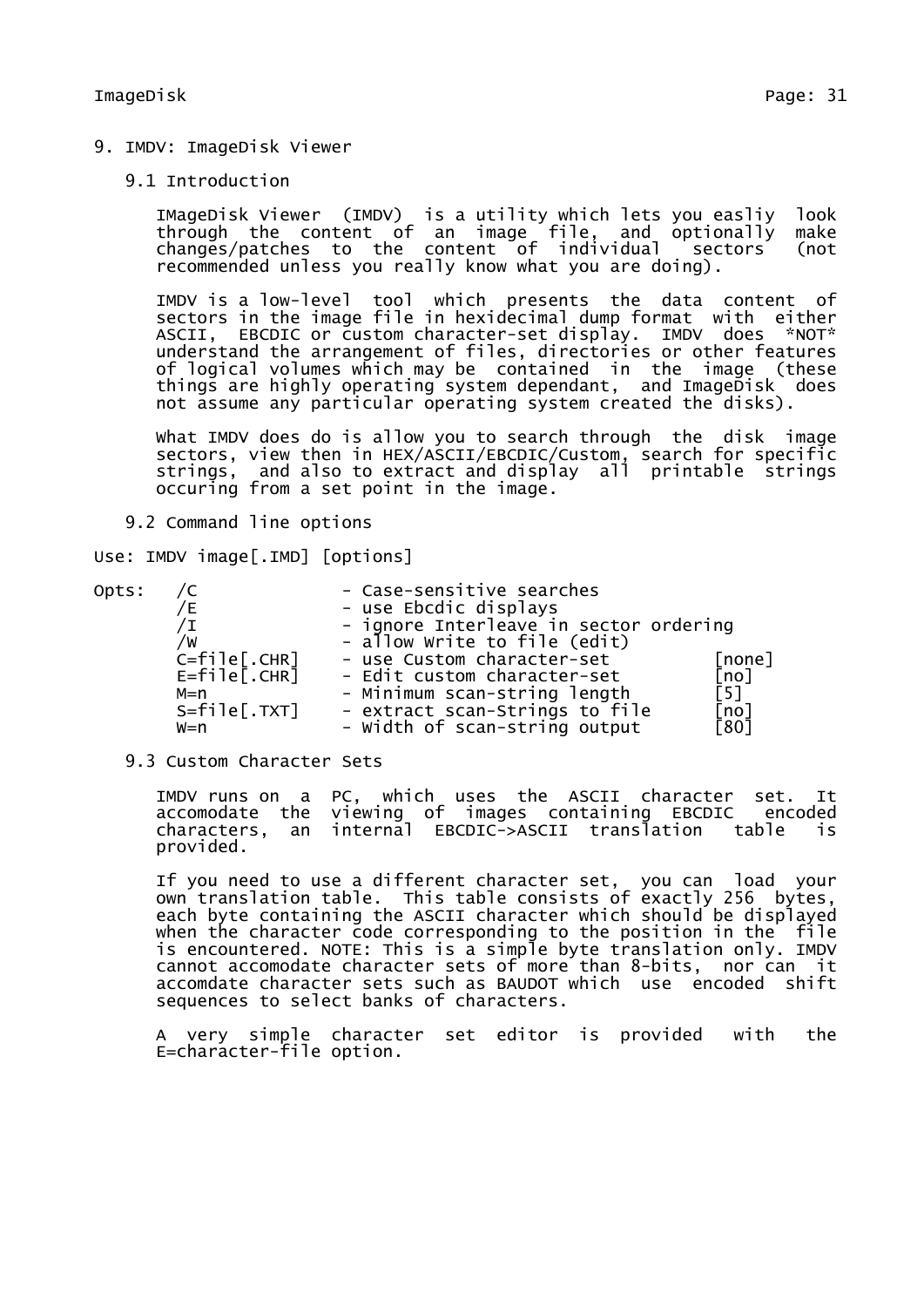# 9. IMDV: ImageDisk Viewer

## 9.1 Introduction

IMageDisk Viewer (IMDV) is a utility which lets you easliy look through the content of an image file, and optionally make changes/patches to the content of individual sectors (not recommended unless you really know what you are doing).

IMDV is a low-level tool which presents the data content of sectors in the image file in hexidecimal dump format with either ASCII, EBCDIC or custom character-set display. IMDV does *NOT* understand the arrangement of files, directories or other features of logical volumes which may be contained in the image (these things are highly operating system dependant, and ImageDisk does not assume any particular operating system created the disks).

What IMDV does do is allow you to search through the disk image sectors, view then in HEX/ASCII/EBCDIC/Custom, search for specific strings, and also to extract and display all printable strings occuring from a set point in the image.

## 9.2 Command line options

```
Use: IMDV image[.IMD] [options]

Opts:   /C              - Case-sensitive searches
        /E              - use Ebcdic displays
        /I              - ignore Interleave in sector ordering
        /W              - allow Write to file (edit)
        C=file[.CHR]    - use Custom character-set          [none]
        E=file[.CHR]    - Edit custom character-set         [no]
        M=n             - Minimum scan-string length        [5]
        S=file[.TXT]    - extract scan-Strings to file      [no]
        W=n             - Width of scan-string output       [80]
```

## 9.3 Custom Character Sets

IMDV runs on a PC, which uses the ASCII character set. It accomodate the viewing of images containing EBCDIC encoded characters, an internal EBCDIC->ASCII translation table is provided.

If you need to use a different character set, you can load your own translation table. This table consists of exactly 256 bytes, each byte containing the ASCII character which should be displayed when the character code corresponding to the position in the file is encountered. NOTE: This is a simple byte translation only. IMDV cannot accomodate character sets of more than 8-bits, nor can it accomdate character sets such as BAUDOT which use encoded shift sequences to select banks of characters.

A very simple character set editor is provided with the E=character-file option.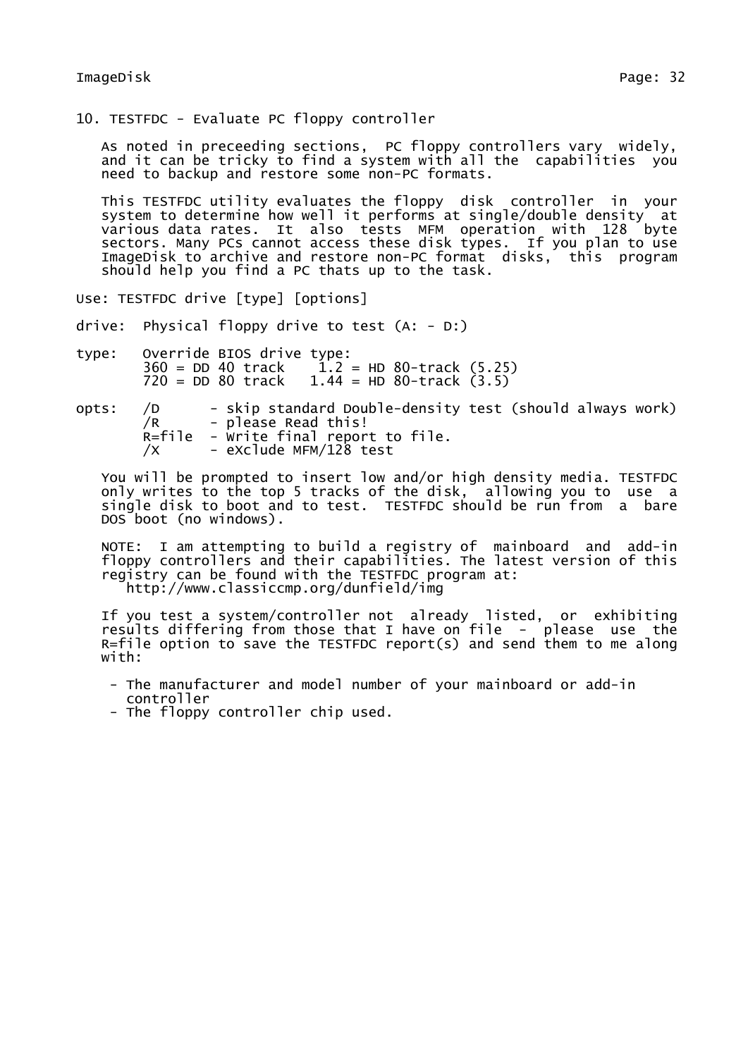## 10. TESTFDC - Evaluate PC floppy controller

As noted in preceeding sections, PC floppy controllers vary widely, and it can be tricky to find a system with all the capabilities you need to backup and restore some non-PC formats.

This TESTFDC utility evaluates the floppy disk controller in your system to determine how well it performs at single/double density at various data rates. It also tests MFM operation with 128 byte sectors. Many PCs cannot access these disk types. If you plan to use ImageDisk to archive and restore non-PC format disks, this program should help you find a PC thats up to the task.

```
Use: TESTFDC drive [type] [options]

drive:  Physical floppy drive to test (A: - D:)

type:   Override BIOS drive type:
        360 = DD 40 track    1.2 = HD 80-track (5.25)
        720 = DD 80 track   1.44 = HD 80-track (3.5)

opts:   /D      - skip standard Double-density test (should always work)
        /R      - please Read this!
        R=file  - Write final report to file.
        /X      - eXclude MFM/128 test
```

You will be prompted to insert low and/or high density media. TESTFDC only writes to the top 5 tracks of the disk, allowing you to use a single disk to boot and to test. TESTFDC should be run from a bare DOS boot (no windows).

NOTE: I am attempting to build a registry of mainboard and add-in floppy controllers and their capabilities. The latest version of this registry can be found with the TESTFDC program at:
 http://www.classiccmp.org/dunfield/img

If you test a system/controller not already listed, or exhibiting results differing from those that I have on file - please use the R=file option to save the TESTFDC report(s) and send them to me along with:

- The manufacturer and model number of your mainboard or add-in controller
- The floppy controller chip used.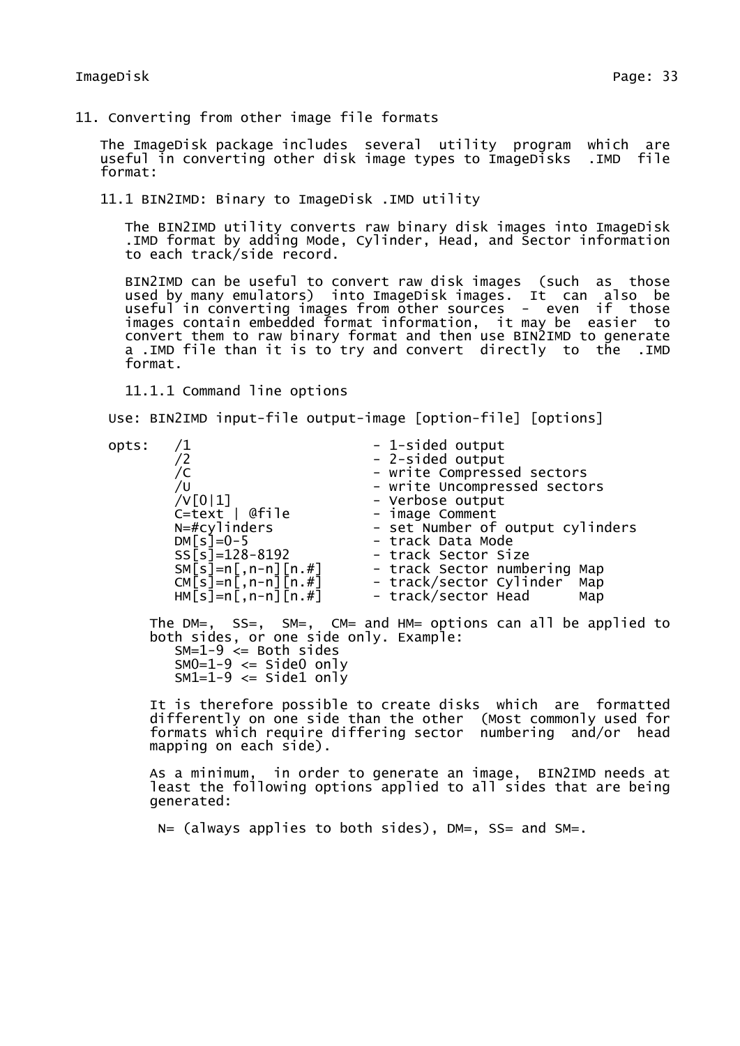# 11. Converting from other image file formats

The ImageDisk package includes several utility program which are useful in converting other disk image types to ImageDisks .IMD file format:

## 11.1 BIN2IMD: Binary to ImageDisk .IMD utility

The BIN2IMD utility converts raw binary disk images into ImageDisk .IMD format by adding Mode, Cylinder, Head, and Sector information to each track/side record.

BIN2IMD can be useful to convert raw disk images (such as those used by many emulators) into ImageDisk images. It can also be useful in converting images from other sources - even if those images contain embedded format information, it may be easier to convert them to raw binary format and then use BIN2IMD to generate a .IMD file than it is to try and convert directly to the .IMD format.

### 11.1.1 Command line options

```
Use: BIN2IMD input-file output-image [option-file] [options]

opts:   /1                        - 1-sided output
        /2                        - 2-sided output
        /C                        - write Compressed sectors
        /U                        - write Uncompressed sectors
        /V[0|1]                   - Verbose output
        C=text | @file            - image Comment
        N=#cylinders              - set Number of output cylinders
        DM[s]=0-5                 - track Data Mode
        SS[s]=128-8192            - track Sector Size
        SM[s]=n[,n-n][n.#]        - track Sector numbering Map
        CM[s]=n[,n-n][n.#]        - track/sector Cylinder  Map
        HM[s]=n[,n-n][n.#]        - track/sector Head      Map
```

The DM=, SS=, SM=, CM= and HM= options can all be applied to both sides, or one side only. Example:

```
SM=1-9 <= Both sides
SM0=1-9 <= Side0 only
SM1=1-9 <= Side1 only
```

It is therefore possible to create disks which are formatted differently on one side than the other (Most commonly used for formats which require differing sector numbering and/or head mapping on each side).

As a minimum, in order to generate an image, BIN2IMD needs at least the following options applied to all sides that are being generated:

N= (always applies to both sides), DM=, SS= and SM=.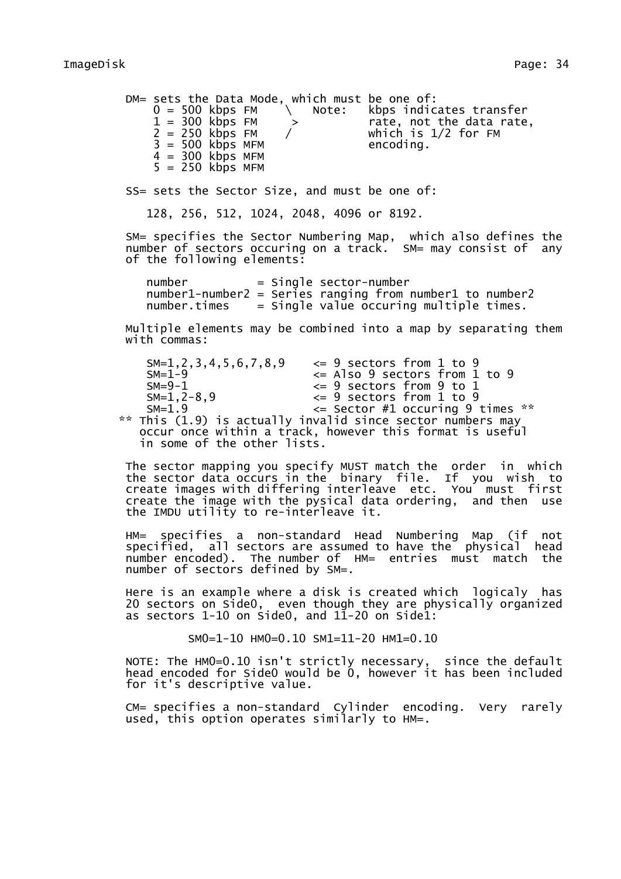DM= sets the Data Mode, which must be one of:

```
0 = 500 kbps FM    \   Note:   kbps indicates transfer
1 = 300 kbps FM     >          rate, not the data rate,
2 = 250 kbps FM    /           which is 1/2 for FM
3 = 500 kbps MFM               encoding.
4 = 300 kbps MFM
5 = 250 kbps MFM
```

SS= sets the Sector Size, and must be one of:

128, 256, 512, 1024, 2048, 4096 or 8192.

SM= specifies the Sector Numbering Map, which also defines the number of sectors occuring on a track. SM= may consist of any of the following elements:

```
number          = Single sector-number
number1-number2 = Series ranging from number1 to number2
number.times    = Single value occuring multiple times.
```

Multiple elements may be combined into a map by separating them with commas:

```
SM=1,2,3,4,5,6,7,8,9    <= 9 sectors from 1 to 9
SM=1-9                  <= Also 9 sectors from 1 to 9
SM=9-1                  <= 9 sectors from 9 to 1
SM=1,2-8,9              <= 9 sectors from 1 to 9
SM=1.9                  <= Sector #1 occuring 9 times **
```

** This (1.9) is actually invalid since sector numbers may occur once within a track, however this format is useful in some of the other lists.

The sector mapping you specify MUST match the order in which the sector data occurs in the binary file. If you wish to create images with differing interleave etc. You must first create the image with the pysical data ordering, and then use the IMDU utility to re-interleave it.

HM= specifies a non-standard Head Numbering Map (if not specified, all sectors are assumed to have the physical head number encoded). The number of HM= entries must match the number of sectors defined by SM=.

Here is an example where a disk is created which logicaly has 20 sectors on Side0, even though they are physically organized as sectors 1-10 on Side0, and 11-20 on Side1:

```
SM0=1-10 HM0=0.10 SM1=11-20 HM1=0.10
```

NOTE: The HM0=0.10 isn't strictly necessary, since the default head encoded for Side0 would be 0, however it has been included for it's descriptive value.

CM= specifies a non-standard Cylinder encoding. Very rarely used, this option operates similarly to HM=.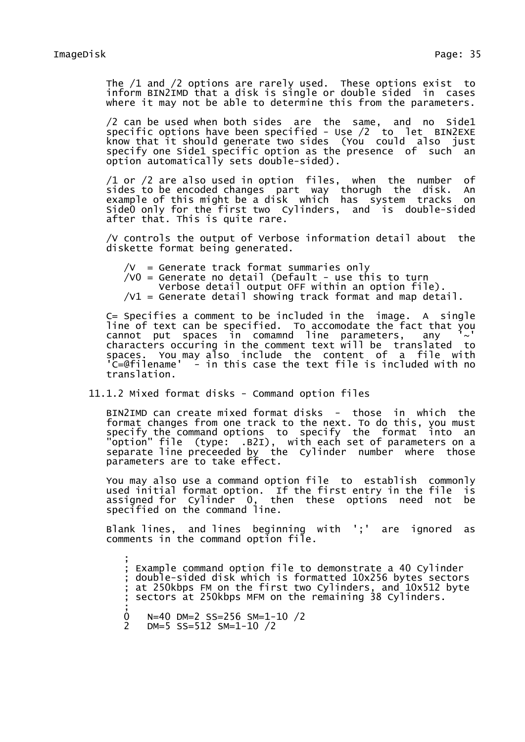The /1 and /2 options are rarely used. These options exist to inform BIN2IMD that a disk is single or double sided in cases where it may not be able to determine this from the parameters.

/2 can be used when both sides are the same, and no Side1 specific options have been specified - Use /2 to let BIN2EXE know that it should generate two sides (You could also just specify one Side1 specific option as the presence of such an option automatically sets double-sided).

/1 or /2 are also used in option files, when the number of sides to be encoded changes part way thorugh the disk. An example of this might be a disk which has system tracks on Side0 only for the first two Cylinders, and is double-sided after that. This is quite rare.

/V controls the output of Verbose information detail about the diskette format being generated.

```
/V  = Generate track format summaries only
/V0 = Generate no detail (Default - use this to turn
      Verbose detail output OFF within an option file).
/V1 = Generate detail showing track format and map detail.
```

C= Specifies a comment to be included in the image. A single line of text can be specified. To accomodate the fact that you cannot put spaces in comamnd line parameters, any '~' characters occuring in the comment text will be translated to spaces. You may also include the content of a file with 'C=@filename' - in this case the text file is included with no translation.

### 11.1.2 Mixed format disks - Command option files

BIN2IMD can create mixed format disks - those in which the format changes from one track to the next. To do this, you must specify the command options to specify the format into an "option" file (type: .B2I), with each set of parameters on a separate line preceeded by the Cylinder number where those parameters are to take effect.

You may also use a command option file to establish commonly used initial format option. If the first entry in the file is assigned for Cylinder 0, then these options need not be specified on the command line.

Blank lines, and lines beginning with ';' are ignored as comments in the command option file.

```
;
; Example command option file to demonstrate a 40 Cylinder
; double-sided disk which is formatted 10x256 bytes sectors
; at 250kbps FM on the first two Cylinders, and 10x512 byte
; sectors at 250kbps MFM on the remaining 38 Cylinders.
;
0   N=40 DM=2 SS=256 SM=1-10 /2
2   DM=5 SS=512 SM=1-10 /2
```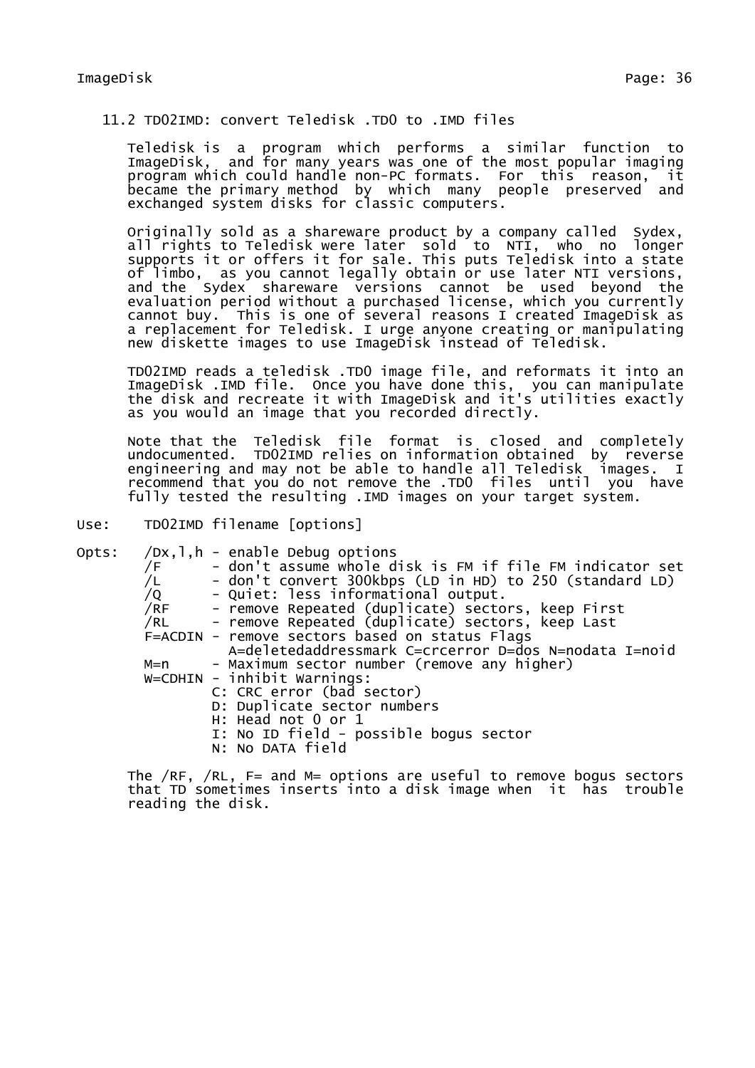## 11.2 TD02IMD: convert Teledisk .TD0 to .IMD files

Teledisk is a program which performs a similar function to ImageDisk, and for many years was one of the most popular imaging program which could handle non-PC formats. For this reason, it became the primary method by which many people preserved and exchanged system disks for classic computers.

Originally sold as a shareware product by a company called Sydex, all rights to Teledisk were later sold to NTI, who no longer supports it or offers it for sale. This puts Teledisk into a state of limbo, as you cannot legally obtain or use later NTI versions, and the Sydex shareware versions cannot be used beyond the evaluation period without a purchased license, which you currently cannot buy. This is one of several reasons I created ImageDisk as a replacement for Teledisk. I urge anyone creating or manipulating new diskette images to use ImageDisk instead of Teledisk.

TD02IMD reads a teledisk .TD0 image file, and reformats it into an ImageDisk .IMD file. Once you have done this, you can manipulate the disk and recreate it with ImageDisk and it's utilities exactly as you would an image that you recorded directly.

Note that the Teledisk file format is closed and completely undocumented. TD02IMD relies on information obtained by reverse engineering and may not be able to handle all Teledisk images. I recommend that you do not remove the .TD0 files until you have fully tested the resulting .IMD images on your target system.

```
Use:    TD02IMD filename [options]

Opts:   /Dx,l,h - enable Debug options
        /F      - don't assume whole disk is FM if file FM indicator set
        /L      - don't convert 300kbps (LD in HD) to 250 (standard LD)
        /Q      - Quiet: less informational output.
        /RF     - remove Repeated (duplicate) sectors, keep First
        /RL     - remove Repeated (duplicate) sectors, keep Last
        F=ACDIN - remove sectors based on status Flags
                  A=deletedaddressmark C=crcerror D=dos N=nodata I=noid
        M=n     - Maximum sector number (remove any higher)
        W=CDHIN - inhibit Warnings:
                C: CRC error (bad sector)
                D: Duplicate sector numbers
                H: Head not 0 or 1
                I: No ID field - possible bogus sector
                N: No DATA field
```

The /RF, /RL, F= and M= options are useful to remove bogus sectors that TD sometimes inserts into a disk image when it has trouble reading the disk.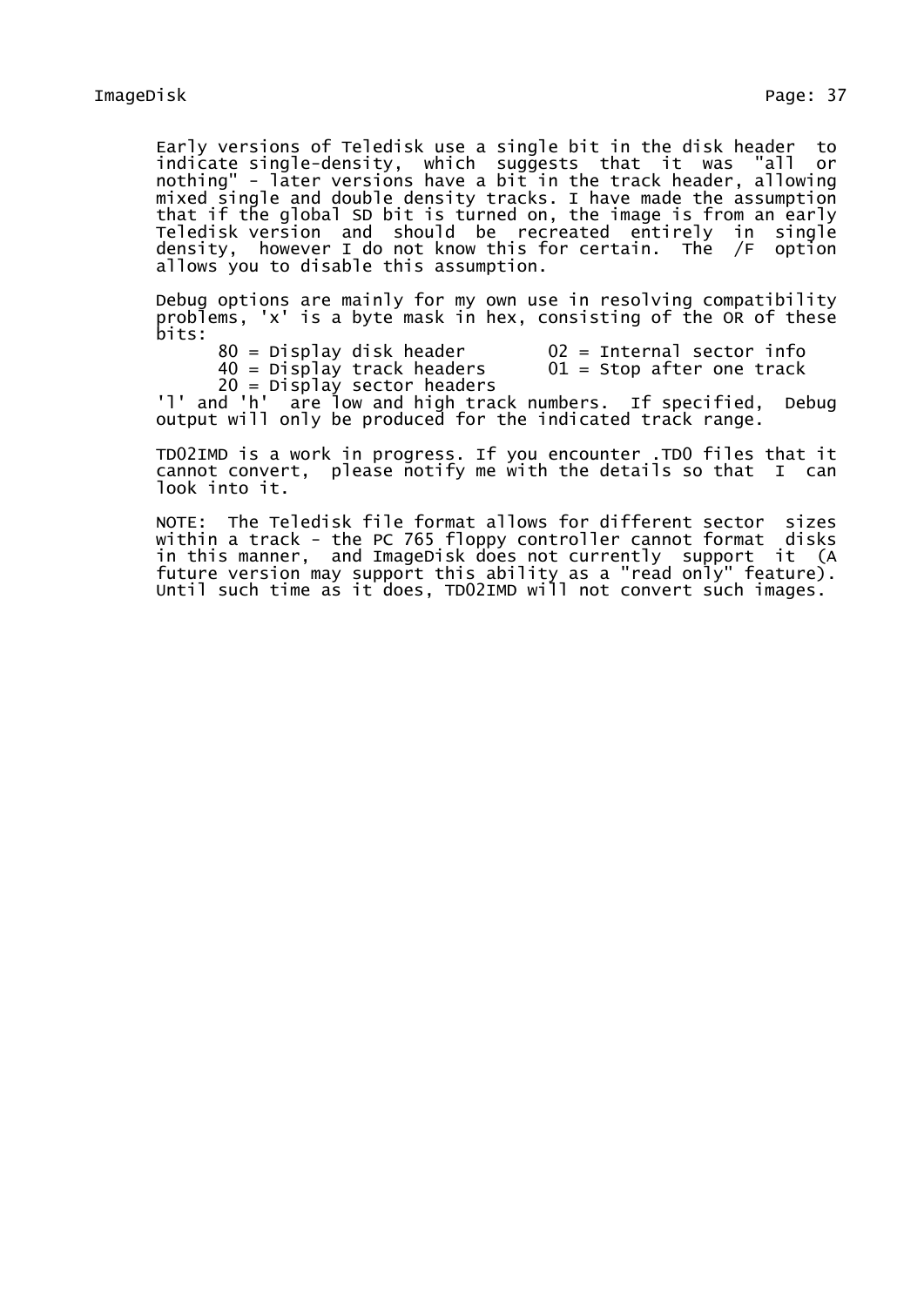Early versions of Teledisk use a single bit in the disk header to indicate single-density, which suggests that it was "all or nothing" - later versions have a bit in the track header, allowing mixed single and double density tracks. I have made the assumption that if the global SD bit is turned on, the image is from an early Teledisk version and should be recreated entirely in single density, however I do not know this for certain. The /F option allows you to disable this assumption.

Debug options are mainly for my own use in resolving compatibility problems, 'x' is a byte mask in hex, consisting of the OR of these bits:

```
      80 = Display disk header        02 = Internal sector info
      40 = Display track headers      01 = Stop after one track
      20 = Display sector headers
```

'l' and 'h' are low and high track numbers. If specified, Debug output will only be produced for the indicated track range.

TD02IMD is a work in progress. If you encounter .TD0 files that it cannot convert, please notify me with the details so that I can look into it.

NOTE: The Teledisk file format allows for different sector sizes within a track - the PC 765 floppy controller cannot format disks in this manner, and ImageDisk does not currently support it (A future version may support this ability as a "read only" feature). Until such time as it does, TD02IMD will not convert such images.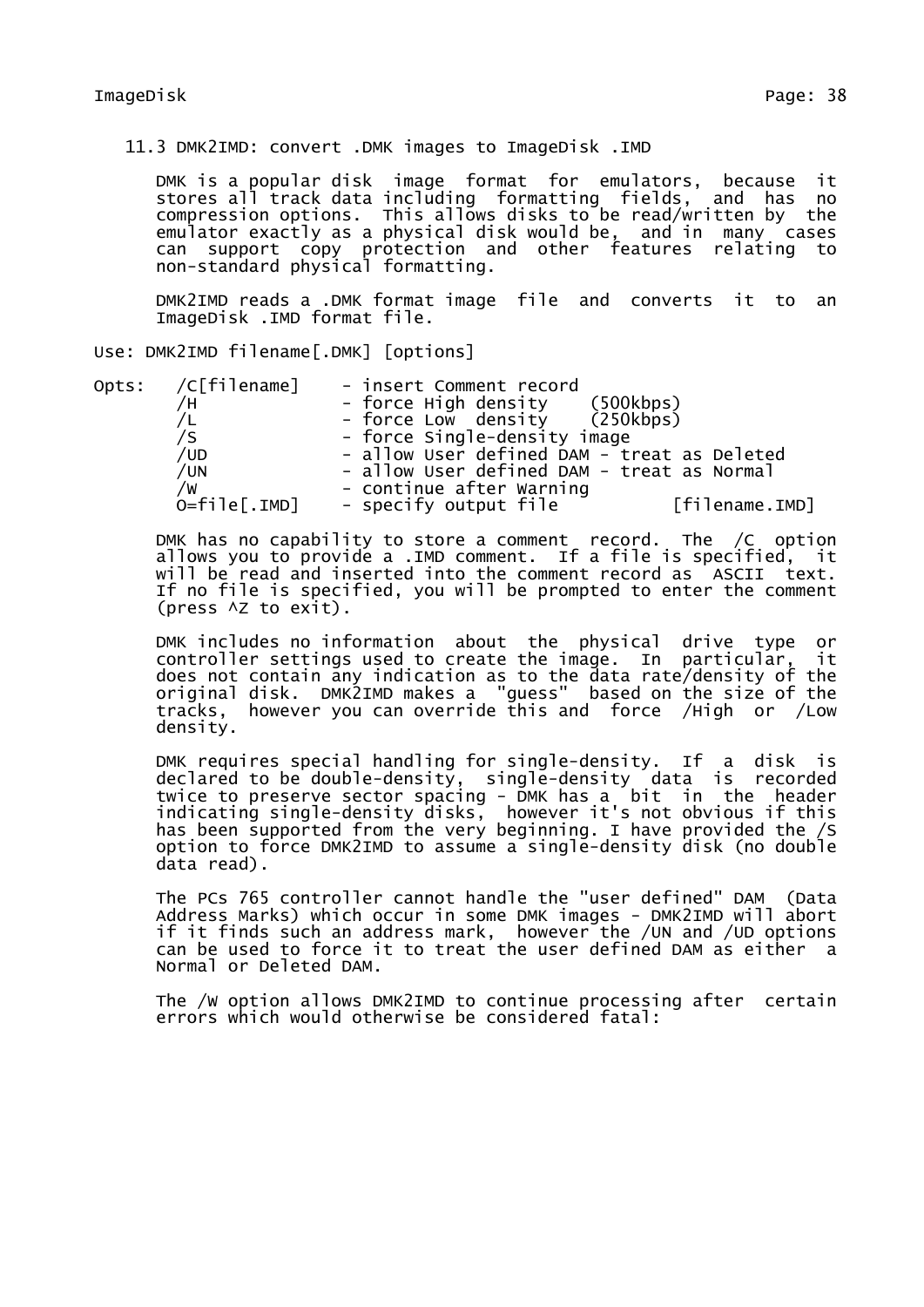### 11.3 DMK2IMD: convert .DMK images to ImageDisk .IMD

DMK is a popular disk image format for emulators, because it stores all track data including formatting fields, and has no compression options. This allows disks to be read/written by the emulator exactly as a physical disk would be, and in many cases can support copy protection and other features relating to non-standard physical formatting.

DMK2IMD reads a .DMK format image file and converts it to an ImageDisk .IMD format file.

```
Use: DMK2IMD filename[.DMK] [options]

Opts:   /C[filename]    - insert Comment record
        /H              - force High density    (500kbps)
        /L              - force Low  density    (250kbps)
        /S              - force Single-density image
        /UD             - allow User defined DAM - treat as Deleted
        /UN             - allow User defined DAM - treat as Normal
        /W              - continue after Warning
        O=file[.IMD]    - specify output file          [filename.IMD]
```

DMK has no capability to store a comment record. The /C option allows you to provide a .IMD comment. If a file is specified, it will be read and inserted into the comment record as ASCII text. If no file is specified, you will be prompted to enter the comment (press ^Z to exit).

DMK includes no information about the physical drive type or controller settings used to create the image. In particular, it does not contain any indication as to the data rate/density of the original disk. DMK2IMD makes a "guess" based on the size of the tracks, however you can override this and force /High or /Low density.

DMK requires special handling for single-density. If a disk is declared to be double-density, single-density data is recorded twice to preserve sector spacing - DMK has a bit in the header indicating single-density disks, however it's not obvious if this has been supported from the very beginning. I have provided the /S option to force DMK2IMD to assume a single-density disk (no double data read).

The PCs 765 controller cannot handle the "user defined" DAM (Data Address Marks) which occur in some DMK images - DMK2IMD will abort if it finds such an address mark, however the /UN and /UD options can be used to force it to treat the user defined DAM as either a Normal or Deleted DAM.

The /W option allows DMK2IMD to continue processing after certain errors which would otherwise be considered fatal: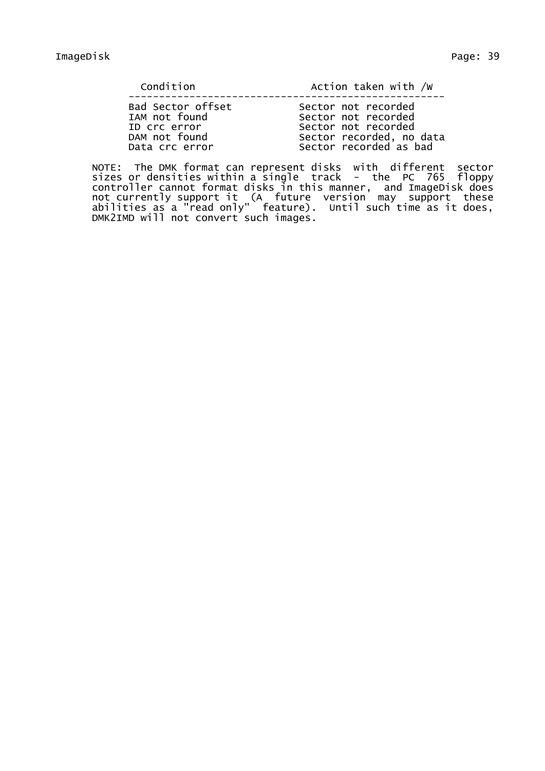| Condition | Action taken with /W |
| --- | --- |
| Bad Sector offset | Sector not recorded |
| IAM not found | Sector not recorded |
| ID crc error | Sector not recorded |
| DAM not found | Sector recorded, no data |
| Data crc error | Sector recorded as bad |

NOTE: The DMK format can represent disks with different sector sizes or densities within a single track - the PC 765 floppy controller cannot format disks in this manner, and ImageDisk does not currently support it (A future version may support these abilities as a "read only" feature). Until such time as it does, DMK2IMD will not convert such images.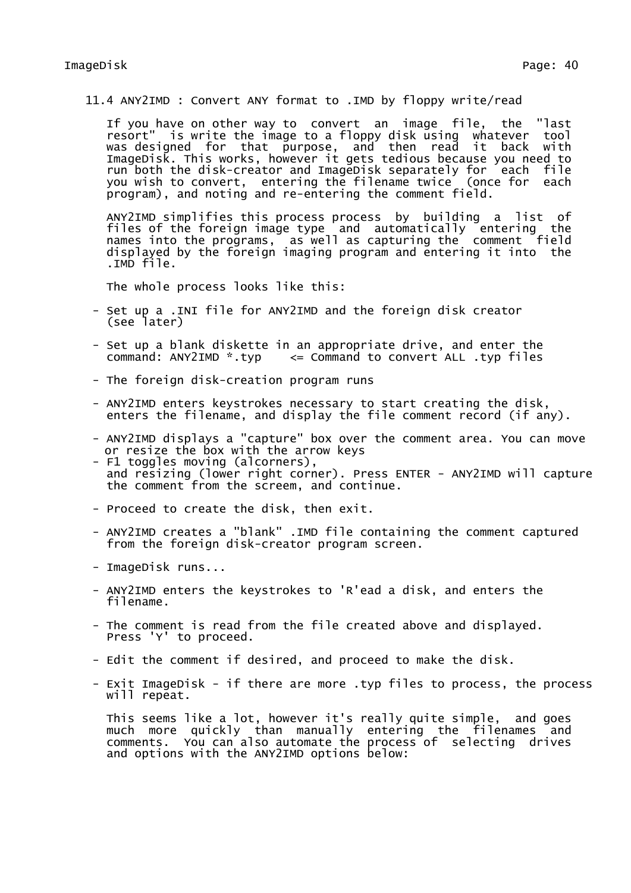## 11.4 ANY2IMD : Convert ANY format to .IMD by floppy write/read

If you have on other way to convert an image file, the "last resort" is write the image to a floppy disk using whatever tool was designed for that purpose, and then read it back with ImageDisk. This works, however it gets tedious because you need to run both the disk-creator and ImageDisk separately for each file you wish to convert, entering the filename twice (once for each program), and noting and re-entering the comment field.

ANY2IMD simplifies this process process by building a list of files of the foreign image type and automatically entering the names into the programs, as well as capturing the comment field displayed by the foreign imaging program and entering it into the .IMD file.

The whole process looks like this:

- Set up a .INI file for ANY2IMD and the foreign disk creator (see later)

- Set up a blank diskette in an appropriate drive, and enter the command: ANY2IMD *.typ    <= Command to convert ALL .typ files

- The foreign disk-creation program runs

- ANY2IMD enters keystrokes necessary to start creating the disk, enters the filename, and display the file comment record (if any).

- ANY2IMD displays a "capture" box over the comment area. You can move or resize the box with the arrow keys
- F1 toggles moving (alcorners), and resizing (lower right corner). Press ENTER - ANY2IMD will capture the comment from the screem, and continue.

- Proceed to create the disk, then exit.

- ANY2IMD creates a "blank" .IMD file containing the comment captured from the foreign disk-creator program screen.

- ImageDisk runs...

- ANY2IMD enters the keystrokes to 'R'ead a disk, and enters the filename.

- The comment is read from the file created above and displayed. Press 'Y' to proceed.

- Edit the comment if desired, and proceed to make the disk.

- Exit ImageDisk - if there are more .typ files to process, the process will repeat.

This seems like a lot, however it's really quite simple, and goes much more quickly than manually entering the filenames and comments. You can also automate the process of selecting drives and options with the ANY2IMD options below: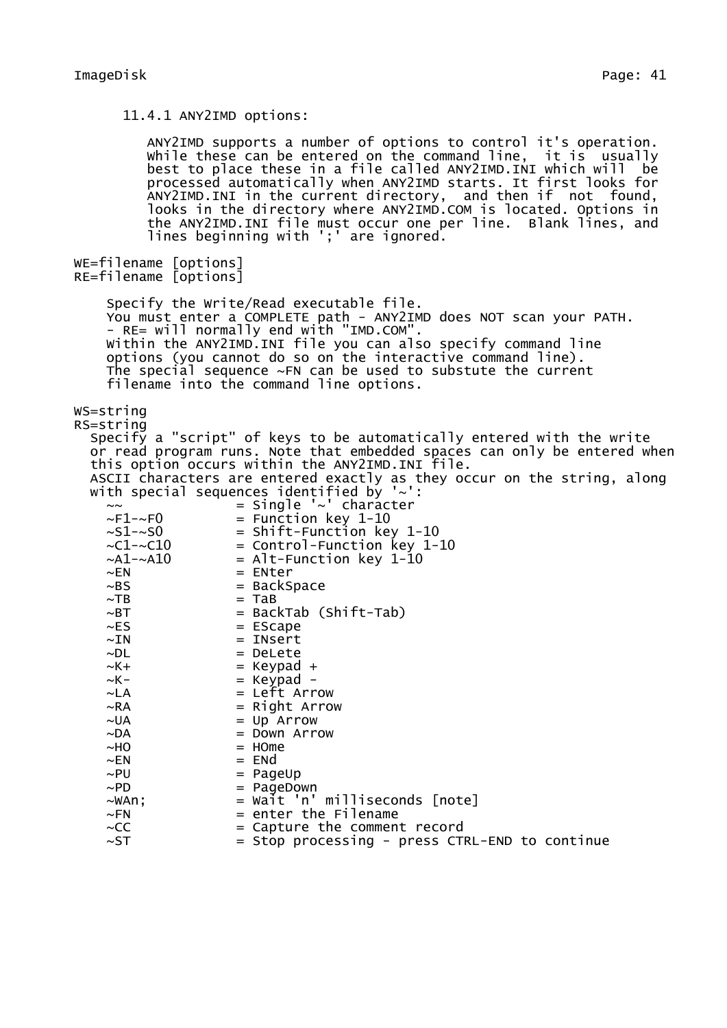### 11.4.1 ANY2IMD options:

ANY2IMD supports a number of options to control it's operation. While these can be entered on the command line, it is usually best to place these in a file called ANY2IMD.INI which will be processed automatically when ANY2IMD starts. It first looks for ANY2IMD.INI in the current directory, and then if not found, looks in the directory where ANY2IMD.COM is located. Options in the ANY2IMD.INI file must occur one per line. Blank lines, and lines beginning with ';' are ignored.

WE=filename [options]
RE=filename [options]

Specify the Write/Read executable file.
You must enter a COMPLETE path - ANY2IMD does NOT scan your PATH.
- RE= will normally end with "IMD.COM".
Within the ANY2IMD.INI file you can also specify command line options (you cannot do so on the interactive command line).
The special sequence ~FN can be used to substute the current filename into the command line options.

WS=string
RS=string

Specify a "script" of keys to be automatically entered with the write or read program runs. Note that embedded spaces can only be entered when this option occurs within the ANY2IMD.INI file.
ASCII characters are entered exactly as they occur on the string, along with special sequences identified by '~':

```
~~              = Single '~' character
~F1-~F0         = Function key 1-10
~S1-~S0         = Shift-Function key 1-10
~C1-~C10        = Control-Function key 1-10
~A1-~A10        = Alt-Function key 1-10
~EN             = ENter
~BS             = BackSpace
~TB             = TaB
~BT             = BackTab (Shift-Tab)
~ES             = EScape
~IN             = INsert
~DL             = DeLete
~K+             = Keypad +
~K-             = Keypad -
~LA             = Left Arrow
~RA             = Right Arrow
~UA             = Up Arrow
~DA             = Down Arrow
~HO             = HOme
~EN             = ENd
~PU             = PageUp
~PD             = PageDown
~WAn;           = Wait 'n' milliseconds [note]
~FN             = enter the Filename
~CC             = Capture the comment record
~ST             = Stop processing - press CTRL-END to continue
```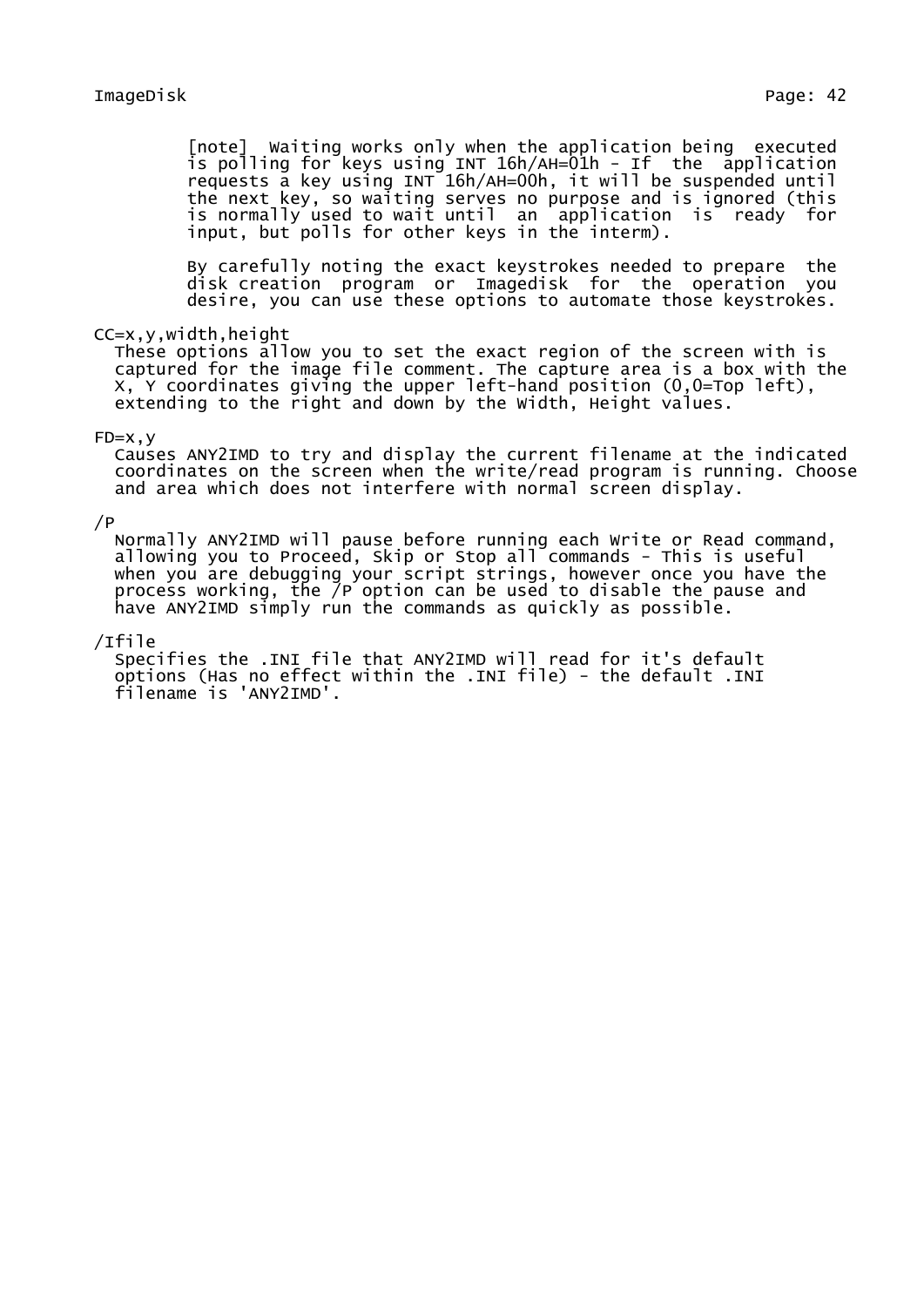[note] Waiting works only when the application being executed is polling for keys using INT 16h/AH=01h - If the application requests a key using INT 16h/AH=00h, it will be suspended until the next key, so waiting serves no purpose and is ignored (this is normally used to wait until an application is ready for input, but polls for other keys in the interm).

By carefully noting the exact keystrokes needed to prepare the disk creation program or Imagedisk for the operation you desire, you can use these options to automate those keystrokes.

CC=x,y,width,height
: These options allow you to set the exact region of the screen with is captured for the image file comment. The capture area is a box with the X, Y coordinates giving the upper left-hand position (0,0=Top left), extending to the right and down by the Width, Height values.

FD=x,y
: Causes ANY2IMD to try and display the current filename at the indicated coordinates on the screen when the write/read program is running. Choose and area which does not interfere with normal screen display.

/P
: Normally ANY2IMD will pause before running each Write or Read command, allowing you to Proceed, Skip or Stop all commands - This is useful when you are debugging your script strings, however once you have the process working, the /P option can be used to disable the pause and have ANY2IMD simply run the commands as quickly as possible.

/Ifile
: Specifies the .INI file that ANY2IMD will read for it's default options (Has no effect within the .INI file) - the default .INI filename is 'ANY2IMD'.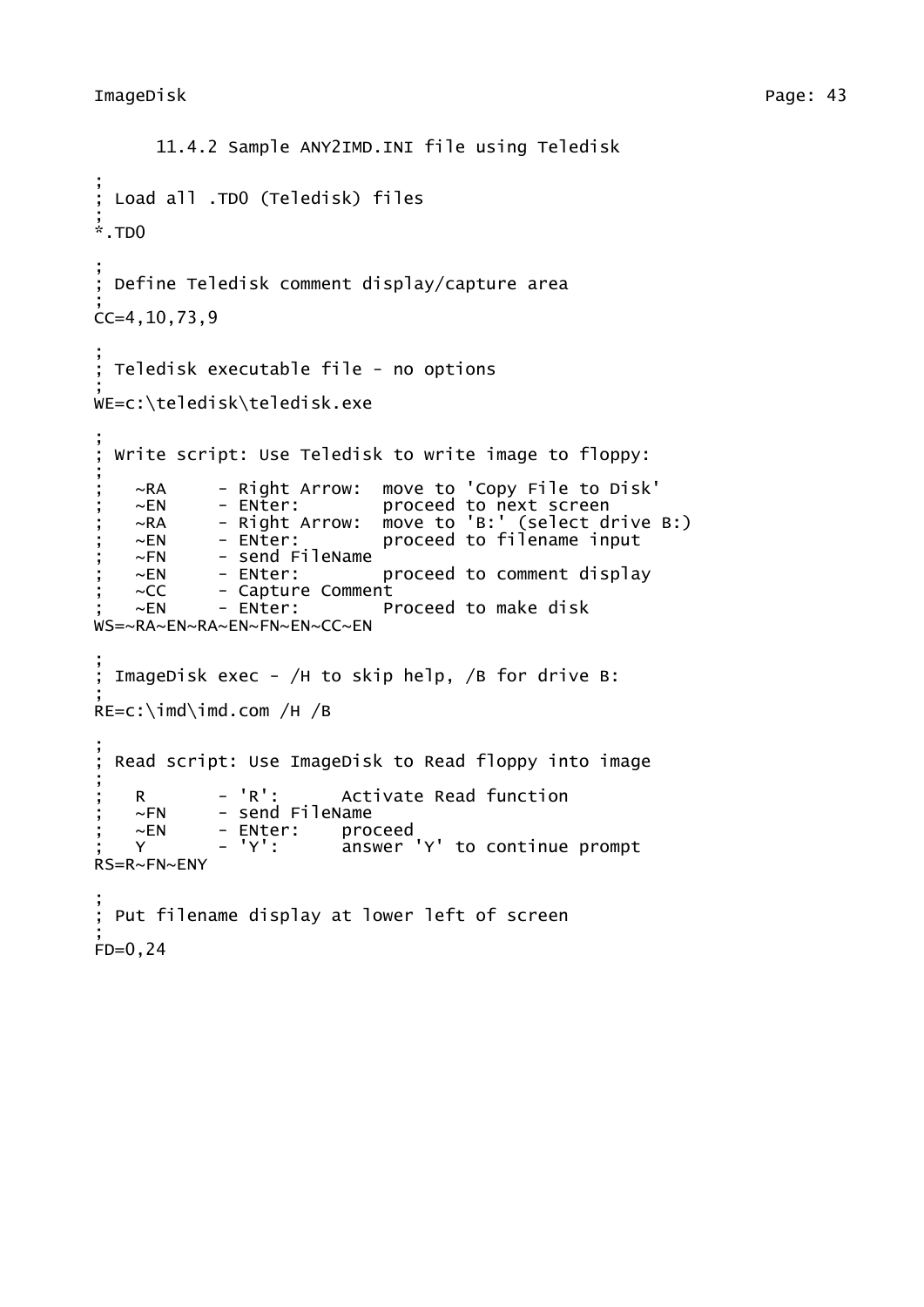### 11.4.2 Sample ANY2IMD.INI file using Teledisk

```
;
; Load all .TD0 (Teledisk) files
;
*.TD0

;
; Define Teledisk comment display/capture area
;
CC=4,10,73,9

;
; Teledisk executable file - no options
;
WE=c:\teledisk\teledisk.exe

;
; Write script: Use Teledisk to write image to floppy:
;
;   ~RA     - Right Arrow:  move to 'Copy File to Disk'
;   ~EN     - ENter:        proceed to next screen
;   ~RA     - Right Arrow:  move to 'B:' (select drive B:)
;   ~EN     - ENter:        proceed to filename input
;   ~FN     - send FileName
;   ~EN     - ENter:        proceed to comment display
;   ~CC     - Capture Comment
;   ~EN     - ENter:        Proceed to make disk
WS=~RA~EN~RA~EN~FN~EN~CC~EN

;
; ImageDisk exec - /H to skip help, /B for drive B:
;
RE=c:\imd\imd.com /H /B

;
; Read script: Use ImageDisk to Read floppy into image
;
;   R       - 'R':      Activate Read function
;   ~FN     - send FileName
;   ~EN     - ENter:    proceed
;   Y       - 'Y':      answer 'Y' to continue prompt
RS=R~FN~ENY

;
; Put filename display at lower left of screen
;
FD=0,24
```